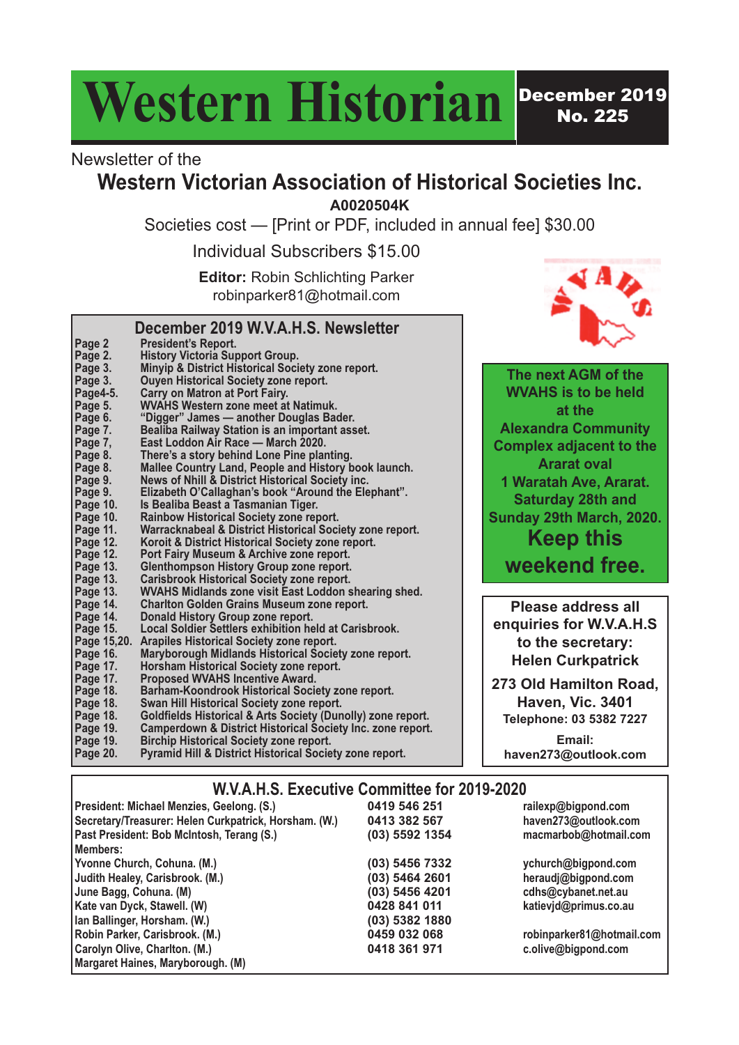# Western Historian

**December 2019**
**No. 225**

Newsletter of the

## Western Victorian Association of Historical Societies Inc.

**A0020504K**

Societies cost — [Print or PDF, included in annual fee] $30.00

Individual Subscribers $15.00

**Editor:** Robin Schlichting Parker
robinparker81@hotmail.com

### December 2019 W.V.A.H.S. Newsletter

| Page | Contents |
|---|---|
| Page 2 | President's Report. |
| Page 2. | History Victoria Support Group. |
| Page 3. | Minyip & District Historical Society zone report. |
| Page 3. | Ouyen Historical Society zone report. |
| Page4-5. | Carry on Matron at Port Fairy. |
| Page 5. | WVAHS Western zone meet at Natimuk. |
| Page 6. | "Digger" James — another Douglas Bader. |
| Page 7. | Bealiba Railway Station is an important asset. |
| Page 7, | East Loddon Air Race — March 2020. |
| Page 8. | There's a story behind Lone Pine planting. |
| Page 8. | Mallee Country Land, People and History book launch. |
| Page 9. | News of Nhill & District Historical Society inc. |
| Page 9. | Elizabeth O'Callaghan's book "Around the Elephant". |
| Page 10. | Is Bealiba Beast a Tasmanian Tiger. |
| Page 10. | Rainbow Historical Society zone report. |
| Page 11. | Warracknabeal & District Historical Society zone report. |
| Page 12. | Koroit & District Historical Society zone report. |
| Page 12. | Port Fairy Museum & Archive zone report. |
| Page 13. | Glenthompson History Group zone report. |
| Page 13. | Carisbrook Historical Society zone report. |
| Page 13. | WVAHS Midlands zone visit East Loddon shearing shed. |
| Page 14. | Charlton Golden Grains Museum zone report. |
| Page 14. | Donald History Group zone report. |
| Page 15. | Local Soldier Settlers exhibition held at Carisbrook. |
| Page 15,20. | Arapiles Historical Society zone report. |
| Page 16. | Maryborough Midlands Historical Society zone report. |
| Page 17. | Horsham Historical Society zone report. |
| Page 17. | Proposed WVAHS Incentive Award. |
| Page 18. | Barham-Koondrook Historical Society zone report. |
| Page 18. | Swan Hill Historical Society zone report. |
| Page 18. | Goldfields Historical & Arts Society (Dunolly) zone report. |
| Page 19. | Camperdown & District Historical Society Inc. zone report. |
| Page 19. | Birchip Historical Society zone report. |
| Page 20. | Pyramid Hill & District Historical Society zone report. |

**The next AGM of the WVAHS is to be held at the Alexandra Community Complex adjacent to the Ararat oval 1 Waratah Ave, Ararat. Saturday 28th and Sunday 29th March, 2020.**

**Keep this weekend free.**

**Please address all enquiries for W.V.A.H.S to the secretary: Helen Curkpatrick**

**273 Old Hamilton Road, Haven, Vic. 3401**
**Telephone: 03 5382 7227**

**Email:**
**haven273@outlook.com**

### W.V.A.H.S. Executive Committee for 2019-2020

| Name | Phone | Email |
|---|---|---|
| President: Michael Menzies, Geelong. (S.) | 0419 546 251 | railexp@bigpond.com |
| Secretary/Treasurer: Helen Curkpatrick, Horsham. (W.) | 0413 382 567 | haven273@outlook.com |
| Past President: Bob McIntosh, Terang (S.) | (03) 5592 1354 | macmarbob@hotmail.com |
| Members: | | |
| Yvonne Church, Cohuna. (M.) | (03) 5456 7332 | ychurch@bigpond.com |
| Judith Healey, Carisbrook. (M.) | (03) 5464 2601 | heraudj@bigpond.com |
| June Bagg, Cohuna. (M) | (03) 5456 4201 | cdhs@cybanet.net.au |
| Kate van Dyck, Stawell. (W) | 0428 841 011 | katievjd@primus.co.au |
| Ian Ballinger, Horsham. (W.) | (03) 5382 1880 | |
| Robin Parker, Carisbrook. (M.) | 0459 032 068 | robinparker81@hotmail.com |
| Carolyn Olive, Charlton. (M.) | 0418 361 971 | c.olive@bigpond.com |
| Margaret Haines, Maryborough. (M) | | |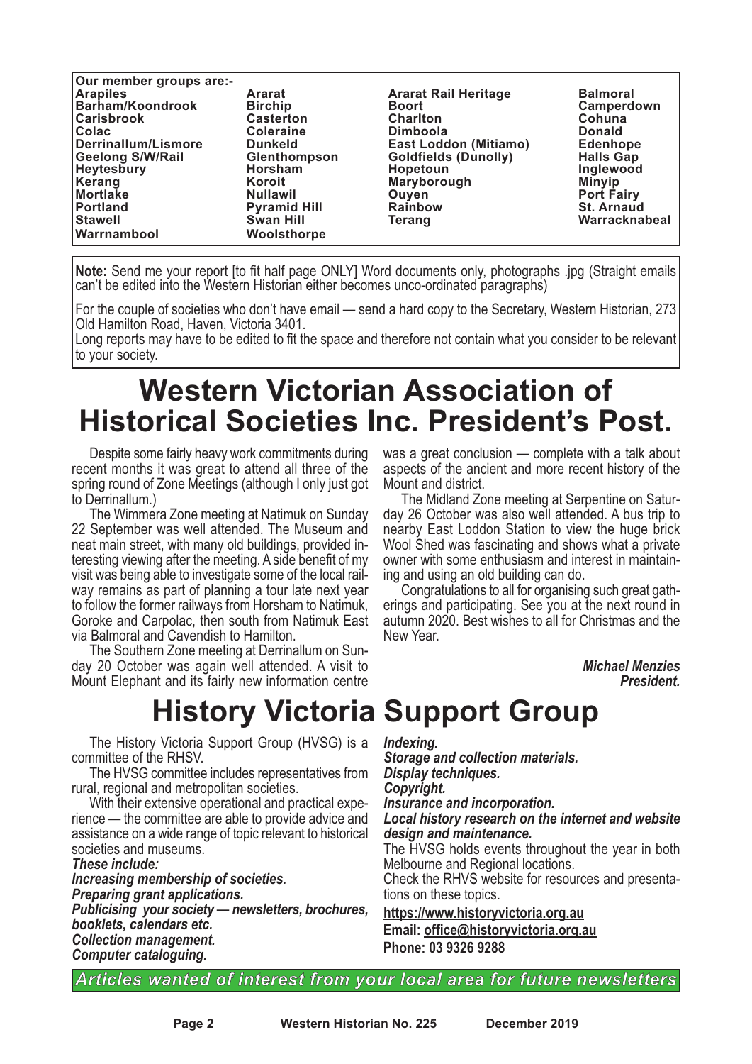**Our member groups are:-**

| | | | |
|---|---|---|---|
| **Arapiles** | **Ararat** | **Ararat Rail Heritage** | **Balmoral** |
| **Barham/Koondrook** | **Birchip** | **Boort** | **Camperdown** |
| **Carisbrook** | **Casterton** | **Charlton** | **Cohuna** |
| **Colac** | **Coleraine** | **Dimboola** | **Donald** |
| **Derrinallum/Lismore** | **Dunkeld** | **East Loddon (Mitiamo)** | **Edenhope** |
| **Geelong S/W/Rail** | **Glenthompson** | **Goldfields (Dunolly)** | **Halls Gap** |
| **Heytesbury** | **Horsham** | **Hopetoun** | **Inglewood** |
| **Kerang** | **Koroit** | **Maryborough** | **Minyip** |
| **Mortlake** | **Nullawil** | **Ouyen** | **Port Fairy** |
| **Portland** | **Pyramid Hill** | **Rainbow** | **St. Arnaud** |
| **Stawell** | **Swan Hill** | **Terang** | **Warracknabeal** |
| **Warrnambool** | **Woolsthorpe** | | |

**Note:** Send me your report [to fit half page ONLY] Word documents only, photographs .jpg (Straight emails can't be edited into the Western Historian either becomes unco-ordinated paragraphs)

For the couple of societies who don't have email — send a hard copy to the Secretary, Western Historian, 273 Old Hamilton Road, Haven, Victoria 3401.

Long reports may have to be edited to fit the space and therefore not contain what you consider to be relevant to your society.

# Western Victorian Association of Historical Societies Inc. President's Post.

Despite some fairly heavy work commitments during recent months it was great to attend all three of the spring round of Zone Meetings (although I only just got to Derrinallum.)

The Wimmera Zone meeting at Natimuk on Sunday 22 September was well attended. The Museum and neat main street, with many old buildings, provided interesting viewing after the meeting. A side benefit of my visit was being able to investigate some of the local railway remains as part of planning a tour late next year to follow the former railways from Horsham to Natimuk, Goroke and Carpolac, then south from Natimuk East via Balmoral and Cavendish to Hamilton.

The Southern Zone meeting at Derrinallum on Sunday 20 October was again well attended. A visit to Mount Elephant and its fairly new information centre was a great conclusion — complete with a talk about aspects of the ancient and more recent history of the Mount and district.

The Midland Zone meeting at Serpentine on Saturday 26 October was also well attended. A bus trip to nearby East Loddon Station to view the huge brick Wool Shed was fascinating and shows what a private owner with some enthusiasm and interest in maintaining and using an old building can do.

Congratulations to all for organising such great gatherings and participating. See you at the next round in autumn 2020. Best wishes to all for Christmas and the New Year.

***Michael Menzies***
***President.***

# History Victoria Support Group

The History Victoria Support Group (HVSG) is a committee of the RHSV.

The HVSG committee includes representatives from rural, regional and metropolitan societies.

With their extensive operational and practical experience — the committee are able to provide advice and assistance on a wide range of topic relevant to historical societies and museums.

***These include:***

***Increasing membership of societies.***
***Preparing grant applications.***
***Publicising your society — newsletters, brochures, booklets, calendars etc.***
***Collection management.***
***Computer cataloguing.***
***Indexing.***
***Storage and collection materials.***
***Display techniques.***
***Copyright.***
***Insurance and incorporation.***
***Local history research on the internet and website design and maintenance.***

The HVSG holds events throughout the year in both Melbourne and Regional locations.

Check the RHVS website for resources and presentations on these topics.

**https://www.historyvictoria.org.au**
**Email: office@historyvictoria.org.au**
**Phone: 03 9326 9288**

***Articles wanted of interest from your local area for future newsletters***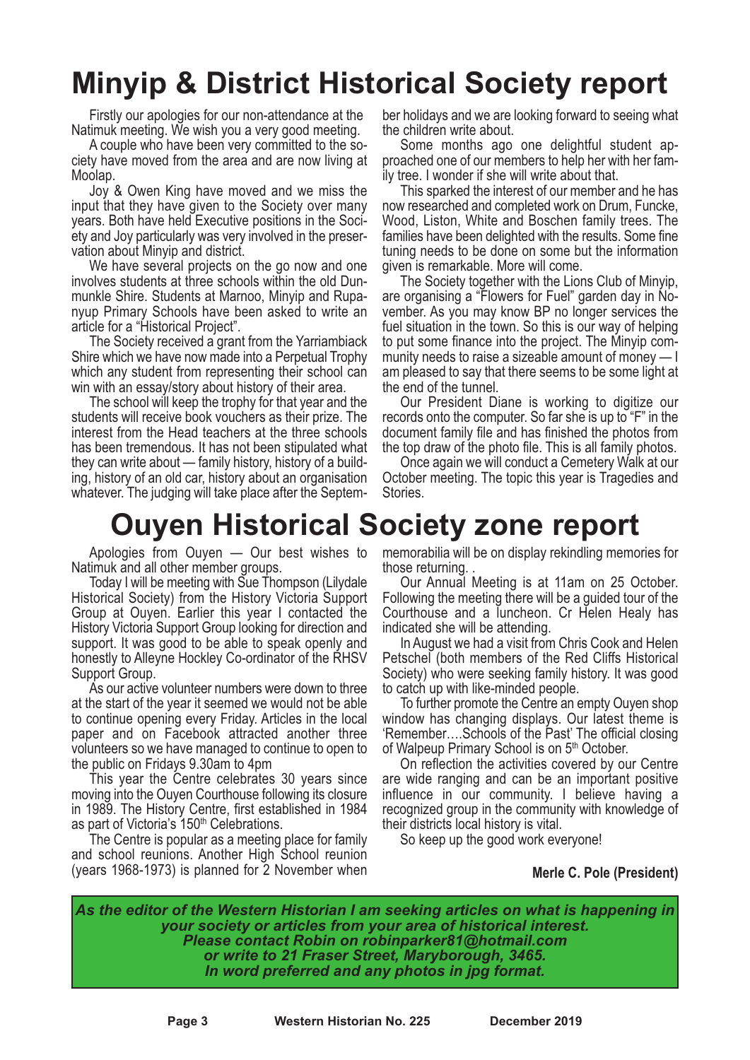# Minyip & District Historical Society report

Firstly our apologies for our non-attendance at the Natimuk meeting. We wish you a very good meeting.

A couple who have been very committed to the society have moved from the area and are now living at Moolap.

Joy & Owen King have moved and we miss the input that they have given to the Society over many years. Both have held Executive positions in the Society and Joy particularly was very involved in the preservation about Minyip and district.

We have several projects on the go now and one involves students at three schools within the old Dunmunkle Shire. Students at Marnoo, Minyip and Rupanyup Primary Schools have been asked to write an article for a "Historical Project".

The Society received a grant from the Yarriambiack Shire which we have now made into a Perpetual Trophy which any student from representing their school can win with an essay/story about history of their area.

The school will keep the trophy for that year and the students will receive book vouchers as their prize. The interest from the Head teachers at the three schools has been tremendous. It has not been stipulated what they can write about — family history, history of a building, history of an old car, history about an organisation whatever. The judging will take place after the September holidays and we are looking forward to seeing what the children write about.

Some months ago one delightful student approached one of our members to help her with her family tree. I wonder if she will write about that.

This sparked the interest of our member and he has now researched and completed work on Drum, Funcke, Wood, Liston, White and Boschen family trees. The families have been delighted with the results. Some fine tuning needs to be done on some but the information given is remarkable. More will come.

The Society together with the Lions Club of Minyip, are organising a "Flowers for Fuel" garden day in November. As you may know BP no longer services the fuel situation in the town. So this is our way of helping to put some finance into the project. The Minyip community needs to raise a sizeable amount of money — I am pleased to say that there seems to be some light at the end of the tunnel.

Our President Diane is working to digitize our records onto the computer. So far she is up to "F" in the document family file and has finished the photos from the top draw of the photo file. This is all family photos.

Once again we will conduct a Cemetery Walk at our October meeting. The topic this year is Tragedies and Stories.

# Ouyen Historical Society zone report

Apologies from Ouyen — Our best wishes to Natimuk and all other member groups.

Today I will be meeting with Sue Thompson (Lilydale Historical Society) from the History Victoria Support Group at Ouyen. Earlier this year I contacted the History Victoria Support Group looking for direction and support. It was good to be able to speak openly and honestly to Alleyne Hockley Co-ordinator of the RHSV Support Group.

As our active volunteer numbers were down to three at the start of the year it seemed we would not be able to continue opening every Friday. Articles in the local paper and on Facebook attracted another three volunteers so we have managed to continue to open to the public on Fridays 9.30am to 4pm

This year the Centre celebrates 30 years since moving into the Ouyen Courthouse following its closure in 1989. The History Centre, first established in 1984 as part of Victoria's 150th Celebrations.

The Centre is popular as a meeting place for family and school reunions. Another High School reunion (years 1968-1973) is planned for 2 November when memorabilia will be on display rekindling memories for those returning. .

Our Annual Meeting is at 11am on 25 October. Following the meeting there will be a guided tour of the Courthouse and a luncheon. Cr Helen Healy has indicated she will be attending.

In August we had a visit from Chris Cook and Helen Petschel (both members of the Red Cliffs Historical Society) who were seeking family history. It was good to catch up with like-minded people.

To further promote the Centre an empty Ouyen shop window has changing displays. Our latest theme is 'Remember….Schools of the Past' The official closing of Walpeup Primary School is on 5th October.

On reflection the activities covered by our Centre are wide ranging and can be an important positive influence in our community. I believe having a recognized group in the community with knowledge of their districts local history is vital.

So keep up the good work everyone!

**Merle C. Pole (President)**

***As the editor of the Western Historian I am seeking articles on what is happening in your society or articles from your area of historical interest.***
***Please contact Robin on robinparker81@hotmail.com***
***or write to 21 Fraser Street, Maryborough, 3465.***
***In word preferred and any photos in jpg format.***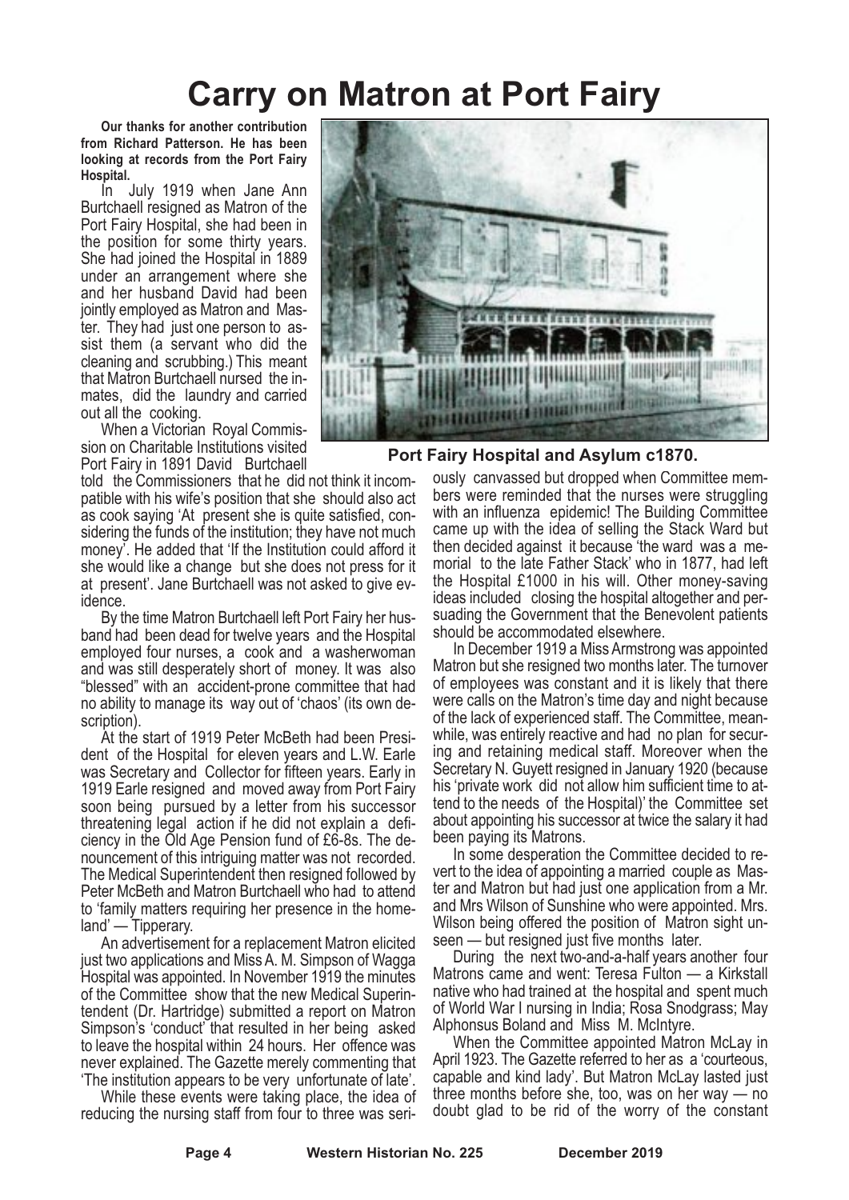# Carry on Matron at Port Fairy

**Our thanks for another contribution from Richard Patterson. He has been looking at records from the Port Fairy Hospital.**

In July 1919 when Jane Ann Burtchaell resigned as Matron of the Port Fairy Hospital, she had been in the position for some thirty years. She had joined the Hospital in 1889 under an arrangement where she and her husband David had been jointly employed as Matron and Master. They had just one person to assist them (a servant who did the cleaning and scrubbing.) This meant that Matron Burtchaell nursed the inmates, did the laundry and carried out all the cooking.

When a Victorian Royal Commission on Charitable Institutions visited Port Fairy in 1891 David Burtchaell told the Commissioners that he did not think it incompatible with his wife's position that she should also act as cook saying 'At present she is quite satisfied, considering the funds of the institution; they have not much money'. He added that 'If the Institution could afford it she would like a change but she does not press for it at present'. Jane Burtchaell was not asked to give evidence.

By the time Matron Burtchaell left Port Fairy her husband had been dead for twelve years and the Hospital employed four nurses, a cook and a washerwoman and was still desperately short of money. It was also "blessed" with an accident-prone committee that had no ability to manage its way out of 'chaos' (its own description).

At the start of 1919 Peter McBeth had been President of the Hospital for eleven years and L.W. Earle was Secretary and Collector for fifteen years. Early in 1919 Earle resigned and moved away from Port Fairy soon being pursued by a letter from his successor threatening legal action if he did not explain a deficiency in the Old Age Pension fund of £6-8s. The denouncement of this intriguing matter was not recorded. The Medical Superintendent then resigned followed by Peter McBeth and Matron Burtchaell who had to attend to 'family matters requiring her presence in the homeland' — Tipperary.

An advertisement for a replacement Matron elicited just two applications and Miss A. M. Simpson of Wagga Hospital was appointed. In November 1919 the minutes of the Committee show that the new Medical Superintendent (Dr. Hartridge) submitted a report on Matron Simpson's 'conduct' that resulted in her being asked to leave the hospital within 24 hours. Her offence was never explained. The Gazette merely commenting that 'The institution appears to be very unfortunate of late'.

While these events were taking place, the idea of reducing the nursing staff from four to three was seriously canvassed but dropped when Committee members were reminded that the nurses were struggling with an influenza epidemic! The Building Committee came up with the idea of selling the Stack Ward but then decided against it because 'the ward was a memorial to the late Father Stack' who in 1877, had left the Hospital £1000 in his will. Other money-saving ideas included closing the hospital altogether and persuading the Government that the Benevolent patients should be accommodated elsewhere.

**Port Fairy Hospital and Asylum c1870.**

In December 1919 a Miss Armstrong was appointed Matron but she resigned two months later. The turnover of employees was constant and it is likely that there were calls on the Matron's time day and night because of the lack of experienced staff. The Committee, meanwhile, was entirely reactive and had no plan for securing and retaining medical staff. Moreover when the Secretary N. Guyett resigned in January 1920 (because his 'private work did not allow him sufficient time to attend to the needs of the Hospital)' the Committee set about appointing his successor at twice the salary it had been paying its Matrons.

In some desperation the Committee decided to revert to the idea of appointing a married couple as Master and Matron but had just one application from a Mr. and Mrs Wilson of Sunshine who were appointed. Mrs. Wilson being offered the position of Matron sight unseen — but resigned just five months later.

During the next two-and-a-half years another four Matrons came and went: Teresa Fulton — a Kirkstall native who had trained at the hospital and spent much of World War I nursing in India; Rosa Snodgrass; May Alphonsus Boland and Miss M. McIntyre.

When the Committee appointed Matron McLay in April 1923. The Gazette referred to her as a 'courteous, capable and kind lady'. But Matron McLay lasted just three months before she, too, was on her way — no doubt glad to be rid of the worry of the constant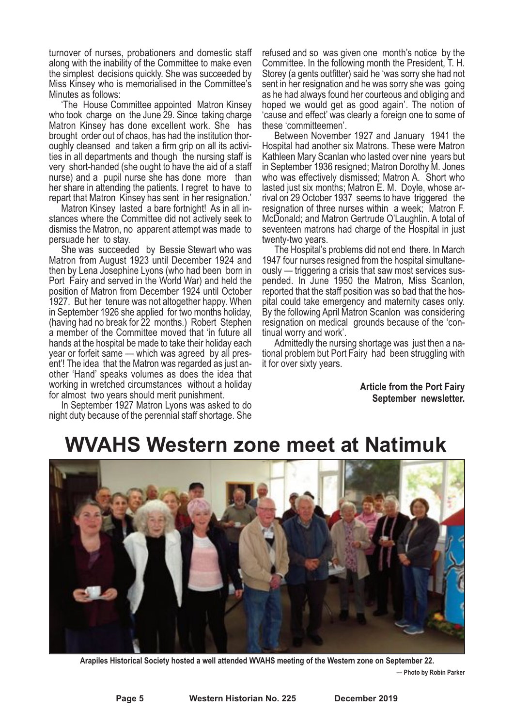turnover of nurses, probationers and domestic staff along with the inability of the Committee to make even the simplest decisions quickly. She was succeeded by Miss Kinsey who is memorialised in the Committee's Minutes as follows:

'The House Committee appointed Matron Kinsey who took charge on the June 29. Since taking charge Matron Kinsey has done excellent work. She has brought order out of chaos, has had the institution thoroughly cleansed and taken a firm grip on all its activities in all departments and though the nursing staff is very short-handed (she ought to have the aid of a staff nurse) and a pupil nurse she has done more than her share in attending the patients. I regret to have to repart that Matron Kinsey has sent in her resignation.'

Matron Kinsey lasted a bare fortnight! As in all instances where the Committee did not actively seek to dismiss the Matron, no apparent attempt was made to persuade her to stay.

She was succeeded by Bessie Stewart who was Matron from August 1923 until December 1924 and then by Lena Josephine Lyons (who had been born in Port Fairy and served in the World War) and held the position of Matron from December 1924 until October 1927. But her tenure was not altogether happy. When in September 1926 she applied for two months holiday, (having had no break for 22 months.) Robert Stephen a member of the Committee moved that 'in future all hands at the hospital be made to take their holiday each year or forfeit same — which was agreed by all present'! The idea that the Matron was regarded as just another 'Hand' speaks volumes as does the idea that working in wretched circumstances without a holiday for almost two years should merit punishment.

In September 1927 Matron Lyons was asked to do night duty because of the perennial staff shortage. She refused and so was given one month's notice by the Committee. In the following month the President, T. H. Storey (a gents outfitter) said he 'was sorry she had not sent in her resignation and he was sorry she was going as he had always found her courteous and obliging and hoped we would get as good again'. The notion of 'cause and effect' was clearly a foreign one to some of these 'committeemen'.

Between November 1927 and January 1941 the Hospital had another six Matrons. These were Matron Kathleen Mary Scanlan who lasted over nine years but in September 1936 resigned; Matron Dorothy M. Jones who was effectively dismissed; Matron A. Short who lasted just six months; Matron E. M. Doyle, whose arrival on 29 October 1937 seems to have triggered the resignation of three nurses within a week; Matron F. McDonald; and Matron Gertrude O'Laughlin. A total of seventeen matrons had charge of the Hospital in just twenty-two years.

The Hospital's problems did not end there. In March 1947 four nurses resigned from the hospital simultaneously — triggering a crisis that saw most services suspended. In June 1950 the Matron, Miss Scanlon, reported that the staff position was so bad that the hospital could take emergency and maternity cases only. By the following April Matron Scanlon was considering resignation on medical grounds because of the 'continual worry and work'.

Admittedly the nursing shortage was just then a national problem but Port Fairy had been struggling with it for over sixty years.

**Article from the Port Fairy September newsletter.**

# WVAHS Western zone meet at Natimuk

**Arapiles Historical Society hosted a well attended WVAHS meeting of the Western zone on September 22.**

**— Photo by Robin Parker**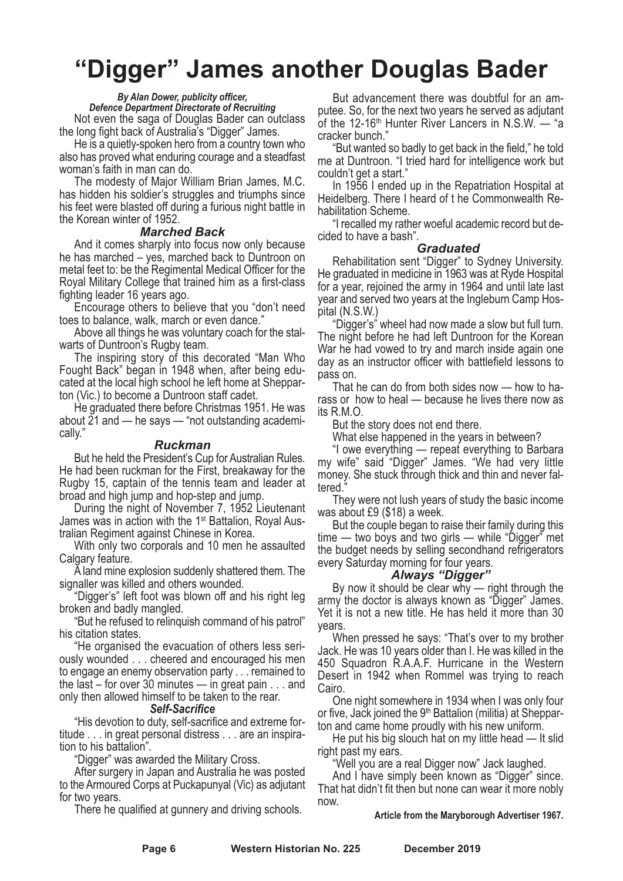# "Digger" James another Douglas Bader

***By Alan Dower, publicity officer, Defence Department Directorate of Recruiting***

Not even the saga of Douglas Bader can outclass the long fight back of Australia's "Digger" James.

He is a quietly-spoken hero from a country town who also has proved what enduring courage and a steadfast woman's faith in man can do.

The modesty of Major William Brian James, M.C. has hidden his soldier's struggles and triumphs since his feet were blasted off during a furious night battle in the Korean winter of 1952.

### *Marched Back*

And it comes sharply into focus now only because he has marched – yes, marched back to Duntroon on metal feet to: be the Regimental Medical Officer for the Royal Military College that trained him as a first-class fighting leader 16 years ago.

Encourage others to believe that you "don't need toes to balance, walk, march or even dance."

Above all things he was voluntary coach for the stalwarts of Duntroon's Rugby team.

The inspiring story of this decorated "Man Who Fought Back" began in 1948 when, after being educated at the local high school he left home at Shepparton (Vic.) to become a Duntroon staff cadet.

He graduated there before Christmas 1951. He was about 21 and — he says — "not outstanding academically."

### *Ruckman*

But he held the President's Cup for Australian Rules. He had been ruckman for the First, breakaway for the Rugby 15, captain of the tennis team and leader at broad and high jump and hop-step and jump.

During the night of November 7, 1952 Lieutenant James was in action with the 1st Battalion, Royal Australian Regiment against Chinese in Korea.

With only two corporals and 10 men he assaulted Calgary feature.

A land mine explosion suddenly shattered them. The signaller was killed and others wounded.

"Digger's" left foot was blown off and his right leg broken and badly mangled.

"But he refused to relinquish command of his patrol" his citation states.

"He organised the evacuation of others less seriously wounded . . . cheered and encouraged his men to engage an enemy observation party . . . remained to the last – for over 30 minutes — in great pain . . . and only then allowed himself to be taken to the rear.

### *Self-Sacrifice*

"His devotion to duty, self-sacrifice and extreme fortitude . . . in great personal distress . . . are an inspiration to his battalion".

"Digger" was awarded the Military Cross.

After surgery in Japan and Australia he was posted to the Armoured Corps at Puckapunyal (Vic) as adjutant for two years.

There he qualified at gunnery and driving schools.

But advancement there was doubtful for an amputee. So, for the next two years he served as adjutant of the 12-16th Hunter River Lancers in N.S.W. — "a cracker bunch."

"But wanted so badly to get back in the field," he told me at Duntroon. "I tried hard for intelligence work but couldn't get a start."

In 1956 I ended up in the Repatriation Hospital at Heidelberg. There I heard of t he Commonwealth Rehabilitation Scheme.

"I recalled my rather woeful academic record but decided to have a bash".

### *Graduated*

Rehabilitation sent "Digger" to Sydney University. He graduated in medicine in 1963 was at Ryde Hospital for a year, rejoined the army in 1964 and until late last year and served two years at the Ingleburn Camp Hospital (N.S.W.)

"Digger's" wheel had now made a slow but full turn. The night before he had left Duntroon for the Korean War he had vowed to try and march inside again one day as an instructor officer with battlefield lessons to pass on.

That he can do from both sides now — how to harass or how to heal — because he lives there now as its R.M.O.

But the story does not end there.

What else happened in the years in between?

"I owe everything — repeat everything to Barbara my wife" said "Digger" James. "We had very little money. She stuck through thick and thin and never faltered."

They were not lush years of study the basic income was about £9 ($18) a week.

But the couple began to raise their family during this time — two boys and two girls — while "Digger" met the budget needs by selling secondhand refrigerators every Saturday morning for four years.

### *Always "Digger"*

By now it should be clear why — right through the army the doctor is always known as "Digger" James. Yet it is not a new title. He has held it more than 30 years.

When pressed he says: "That's over to my brother Jack. He was 10 years older than I. He was killed in the 450 Squadron R.A.A.F. Hurricane in the Western Desert in 1942 when Rommel was trying to reach Cairo.

One night somewhere in 1934 when I was only four or five, Jack joined the 9th Battalion (militia) at Shepparton and came home proudly with his new uniform.

He put his big slouch hat on my little head — It slid right past my ears.

"Well you are a real Digger now" Jack laughed.

And I have simply been known as "Digger" since. That hat didn't fit then but none can wear it more nobly now.

**Article from the Maryborough Advertiser 1967.**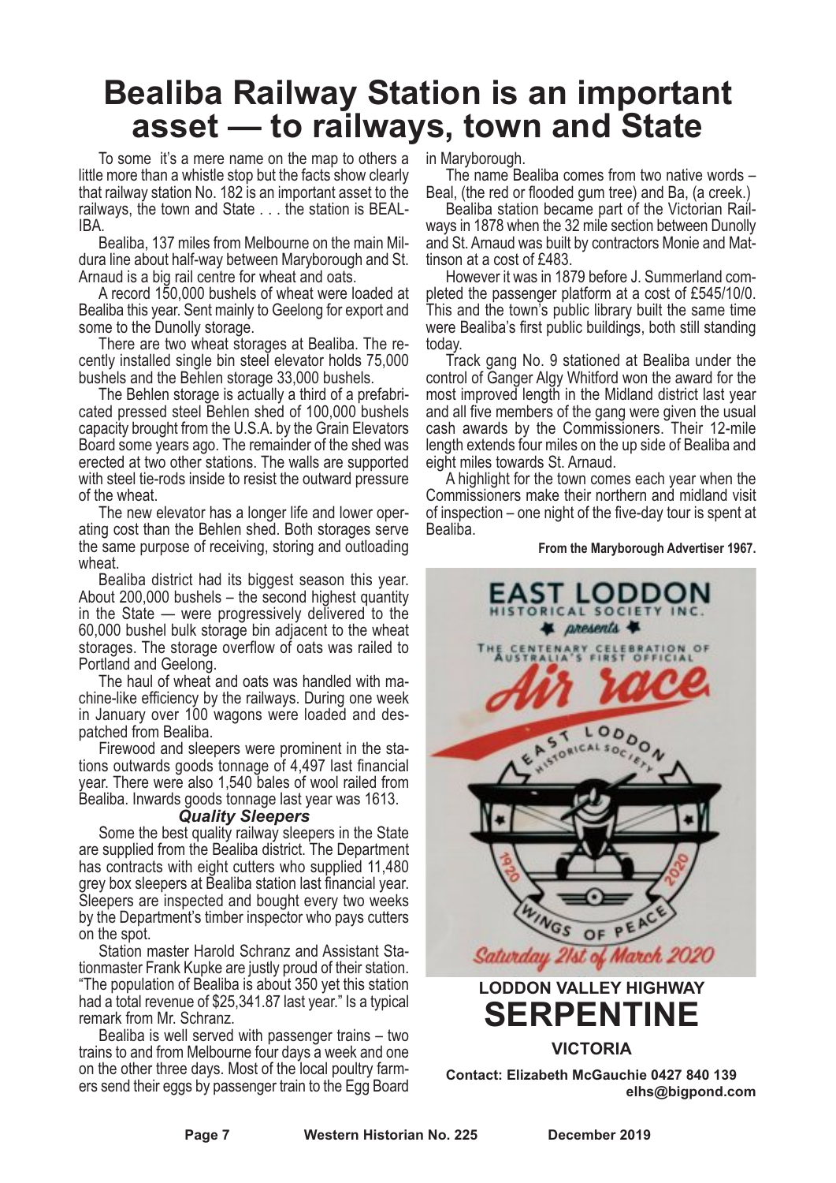# Bealiba Railway Station is an important asset — to railways, town and State

To some it's a mere name on the map to others a little more than a whistle stop but the facts show clearly that railway station No. 182 is an important asset to the railways, the town and State . . . the station is BEALIBA.

Bealiba, 137 miles from Melbourne on the main Mildura line about half-way between Maryborough and St. Arnaud is a big rail centre for wheat and oats.

A record 150,000 bushels of wheat were loaded at Bealiba this year. Sent mainly to Geelong for export and some to the Dunolly storage.

There are two wheat storages at Bealiba. The recently installed single bin steel elevator holds 75,000 bushels and the Behlen storage 33,000 bushels.

The Behlen storage is actually a third of a prefabricated pressed steel Behlen shed of 100,000 bushels capacity brought from the U.S.A. by the Grain Elevators Board some years ago. The remainder of the shed was erected at two other stations. The walls are supported with steel tie-rods inside to resist the outward pressure of the wheat.

The new elevator has a longer life and lower operating cost than the Behlen shed. Both storages serve the same purpose of receiving, storing and outloading wheat.

Bealiba district had its biggest season this year. About 200,000 bushels – the second highest quantity in the State — were progressively delivered to the 60,000 bushel bulk storage bin adjacent to the wheat storages. The storage overflow of oats was railed to Portland and Geelong.

The haul of wheat and oats was handled with machine-like efficiency by the railways. During one week in January over 100 wagons were loaded and despatched from Bealiba.

Firewood and sleepers were prominent in the stations outwards goods tonnage of 4,497 last financial year. There were also 1,540 bales of wool railed from Bealiba. Inwards goods tonnage last year was 1613.

### *Quality Sleepers*

Some the best quality railway sleepers in the State are supplied from the Bealiba district. The Department has contracts with eight cutters who supplied 11,480 grey box sleepers at Bealiba station last financial year. Sleepers are inspected and bought every two weeks by the Department's timber inspector who pays cutters on the spot.

Station master Harold Schranz and Assistant Stationmaster Frank Kupke are justly proud of their station. "The population of Bealiba is about 350 yet this station had a total revenue of $25,341.87 last year." Is a typical remark from Mr. Schranz.

Bealiba is well served with passenger trains – two trains to and from Melbourne four days a week and one on the other three days. Most of the local poultry farmers send their eggs by passenger train to the Egg Board in Maryborough.

The name Bealiba comes from two native words – Beal, (the red or flooded gum tree) and Ba, (a creek.)

Bealiba station became part of the Victorian Railways in 1878 when the 32 mile section between Dunolly and St. Arnaud was built by contractors Monie and Mattinson at a cost of £483.

However it was in 1879 before J. Summerland completed the passenger platform at a cost of £545/10/0. This and the town's public library built the same time were Bealiba's first public buildings, both still standing today.

Track gang No. 9 stationed at Bealiba under the control of Ganger Algy Whitford won the award for the most improved length in the Midland district last year and all five members of the gang were given the usual cash awards by the Commissioners. Their 12-mile length extends four miles on the up side of Bealiba and eight miles towards St. Arnaud.

A highlight for the town comes each year when the Commissioners make their northern and midland visit of inspection – one night of the five-day tour is spent at Bealiba.

**From the Maryborough Advertiser 1967.**

EAST LODDON HISTORICAL SOCIETY INC. presents THE CENTENARY CELEBRATION OF AUSTRALIA'S FIRST OFFICIAL Air race

1920 – 2020 WINGS OF PEACE

Saturday 21st of March 2020

**LODDON VALLEY HIGHWAY**

## SERPENTINE

**VICTORIA**

**Contact: Elizabeth McGauchie 0427 840 139**
**elhs@bigpond.com**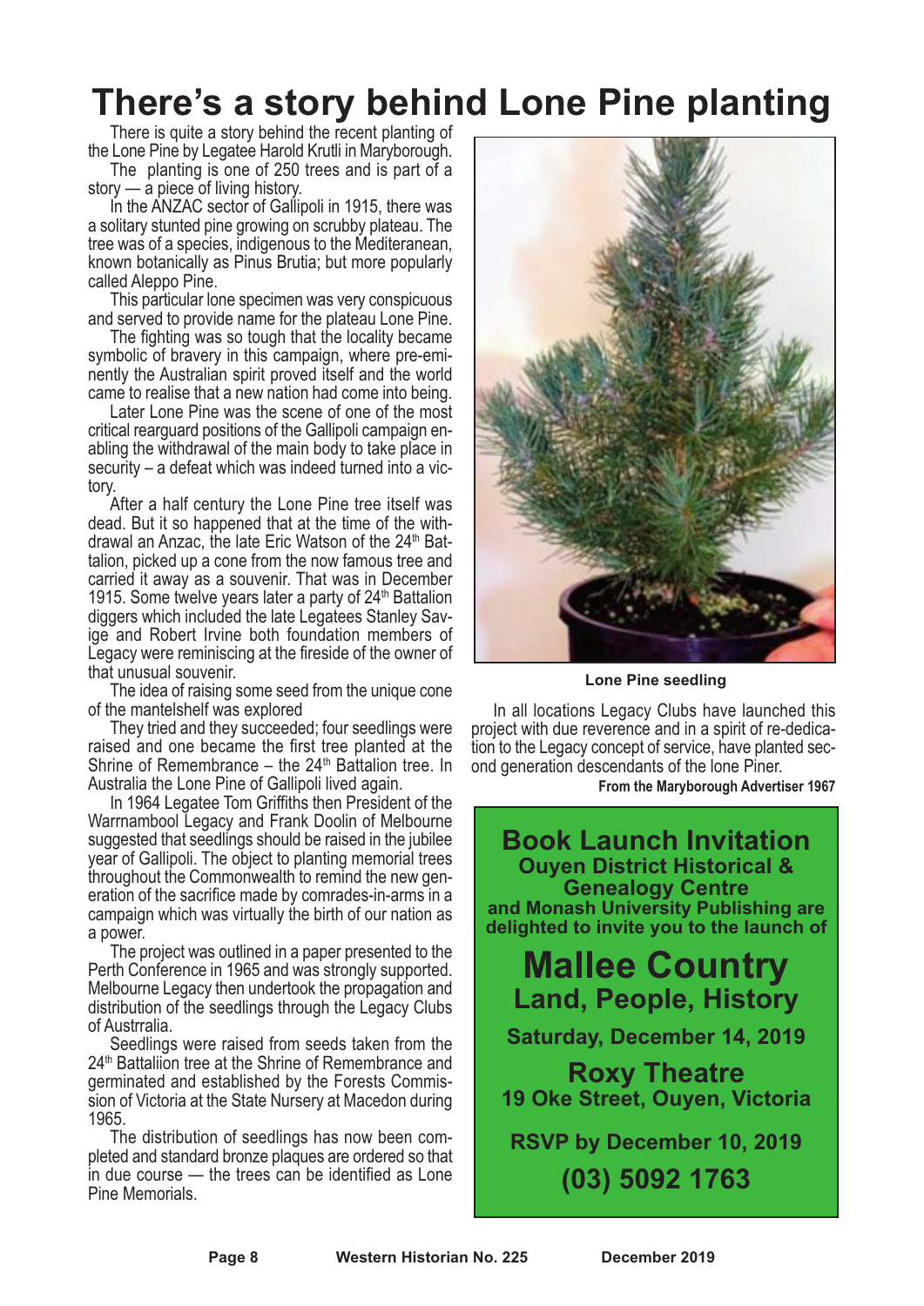# There's a story behind Lone Pine planting

There is quite a story behind the recent planting of the Lone Pine by Legatee Harold Krutli in Maryborough.

The planting is one of 250 trees and is part of a story — a piece of living history.

In the ANZAC sector of Gallipoli in 1915, there was a solitary stunted pine growing on scrubby plateau. The tree was of a species, indigenous to the Mediteranean, known botanically as Pinus Brutia; but more popularly called Aleppo Pine.

This particular lone specimen was very conspicuous and served to provide name for the plateau Lone Pine.

The fighting was so tough that the locality became symbolic of bravery in this campaign, where pre-eminently the Australian spirit proved itself and the world came to realise that a new nation had come into being.

Later Lone Pine was the scene of one of the most critical rearguard positions of the Gallipoli campaign enabling the withdrawal of the main body to take place in security – a defeat which was indeed turned into a victory.

After a half century the Lone Pine tree itself was dead. But it so happened that at the time of the withdrawal an Anzac, the late Eric Watson of the 24th Battalion, picked up a cone from the now famous tree and carried it away as a souvenir. That was in December 1915. Some twelve years later a party of 24th Battalion diggers which included the late Legatees Stanley Savige and Robert Irvine both foundation members of Legacy were reminiscing at the fireside of the owner of that unusual souvenir.

The idea of raising some seed from the unique cone of the mantelshelf was explored

They tried and they succeeded; four seedlings were raised and one became the first tree planted at the Shrine of Remembrance – the 24th Battalion tree. In Australia the Lone Pine of Gallipoli lived again.

In 1964 Legatee Tom Griffiths then President of the Warrnambool Legacy and Frank Doolin of Melbourne suggested that seedlings should be raised in the jubilee year of Gallipoli. The object to planting memorial trees throughout the Commonwealth to remind the new generation of the sacrifice made by comrades-in-arms in a campaign which was virtually the birth of our nation as a power.

The project was outlined in a paper presented to the Perth Conference in 1965 and was strongly supported. Melbourne Legacy then undertook the propagation and distribution of the seedlings through the Legacy Clubs of Austrralia.

Seedlings were raised from seeds taken from the 24th Battaliion tree at the Shrine of Remembrance and germinated and established by the Forests Commission of Victoria at the State Nursery at Macedon during 1965.

The distribution of seedlings has now been completed and standard bronze plaques are ordered so that in due course — the trees can be identified as Lone Pine Memorials.

**Lone Pine seedling**

In all locations Legacy Clubs have launched this project with due reverence and in a spirit of re-dedication to the Legacy concept of service, have planted second generation descendants of the lone Piner.

**From the Maryborough Advertiser 1967**

## Book Launch Invitation

**Ouyen District Historical & Genealogy Centre and Monash University Publishing are delighted to invite you to the launch of**

## Mallee Country
### Land, People, History

**Saturday, December 14, 2019**

**Roxy Theatre**
**19 Oke Street, Ouyen, Victoria**

**RSVP by December 10, 2019**
**(03) 5092 1763**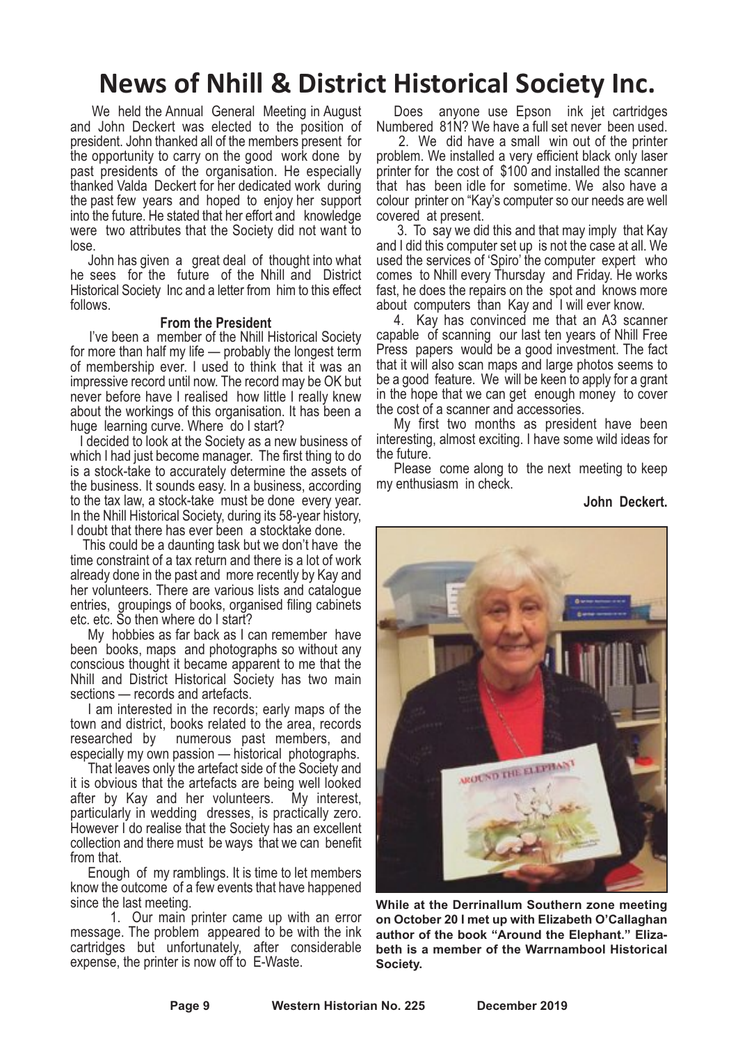# News of Nhill & District Historical Society Inc.

We held the Annual General Meeting in August and John Deckert was elected to the position of president. John thanked all of the members present for the opportunity to carry on the good work done by past presidents of the organisation. He especially thanked Valda Deckert for her dedicated work during the past few years and hoped to enjoy her support into the future. He stated that her effort and knowledge were two attributes that the Society did not want to lose.

John has given a great deal of thought into what he sees for the future of the Nhill and District Historical Society Inc and a letter from him to this effect follows.

### From the President

I've been a member of the Nhill Historical Society for more than half my life — probably the longest term of membership ever. I used to think that it was an impressive record until now. The record may be OK but never before have I realised how little I really knew about the workings of this organisation. It has been a huge learning curve. Where do I start?

I decided to look at the Society as a new business of which I had just become manager. The first thing to do is a stock-take to accurately determine the assets of the business. It sounds easy. In a business, according to the tax law, a stock-take must be done every year. In the Nhill Historical Society, during its 58-year history, I doubt that there has ever been a stocktake done.

This could be a daunting task but we don't have the time constraint of a tax return and there is a lot of work already done in the past and more recently by Kay and her volunteers. There are various lists and catalogue entries, groupings of books, organised filing cabinets etc. etc. So then where do I start?

My hobbies as far back as I can remember have been books, maps and photographs so without any conscious thought it became apparent to me that the Nhill and District Historical Society has two main sections — records and artefacts.

I am interested in the records; early maps of the town and district, books related to the area, records researched by numerous past members, and especially my own passion — historical photographs.

That leaves only the artefact side of the Society and it is obvious that the artefacts are being well looked after by Kay and her volunteers. My interest, particularly in wedding dresses, is practically zero. However I do realise that the Society has an excellent collection and there must be ways that we can benefit from that.

Enough of my ramblings. It is time to let members know the outcome of a few events that have happened since the last meeting.

1. Our main printer came up with an error message. The problem appeared to be with the ink cartridges but unfortunately, after considerable expense, the printer is now off to E-Waste.

Does anyone use Epson ink jet cartridges Numbered 81N? We have a full set never been used.

2. We did have a small win out of the printer problem. We installed a very efficient black only laser printer for the cost of $100 and installed the scanner that has been idle for sometime. We also have a colour printer on "Kay's computer so our needs are well covered at present.

3. To say we did this and that may imply that Kay and I did this computer set up is not the case at all. We used the services of 'Spiro' the computer expert who comes to Nhill every Thursday and Friday. He works fast, he does the repairs on the spot and knows more about computers than Kay and I will ever know.

4. Kay has convinced me that an A3 scanner capable of scanning our last ten years of Nhill Free Press papers would be a good investment. The fact that it will also scan maps and large photos seems to be a good feature. We will be keen to apply for a grant in the hope that we can get enough money to cover the cost of a scanner and accessories.

My first two months as president have been interesting, almost exciting. I have some wild ideas for the future.

Please come along to the next meeting to keep my enthusiasm in check.

**John Deckert.**

**While at the Derrinallum Southern zone meeting on October 20 I met up with Elizabeth O'Callaghan author of the book "Around the Elephant." Elizabeth is a member of the Warrnambool Historical Society.**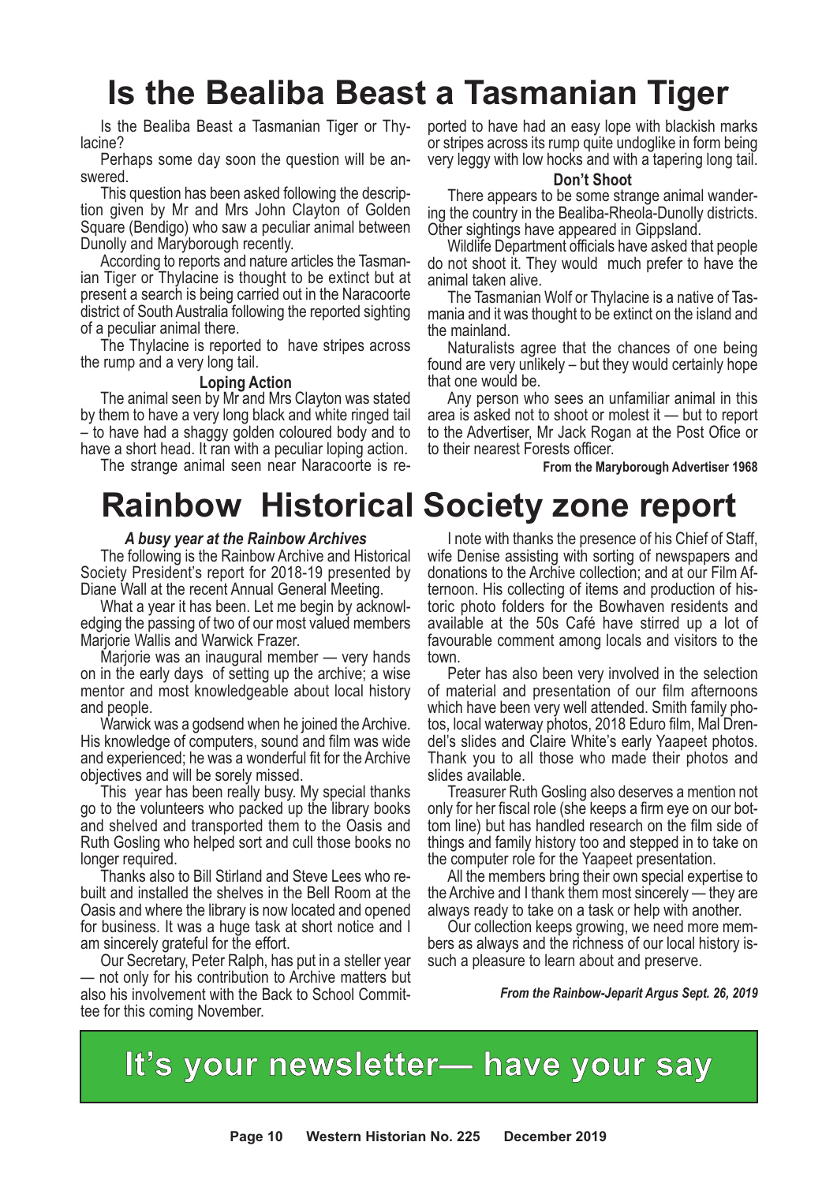# Is the Bealiba Beast a Tasmanian Tiger

Is the Bealiba Beast a Tasmanian Tiger or Thylacine?

Perhaps some day soon the question will be answered.

This question has been asked following the description given by Mr and Mrs John Clayton of Golden Square (Bendigo) who saw a peculiar animal between Dunolly and Maryborough recently.

According to reports and nature articles the Tasmanian Tiger or Thylacine is thought to be extinct but at present a search is being carried out in the Naracoorte district of South Australia following the reported sighting of a peculiar animal there.

The Thylacine is reported to have stripes across the rump and a very long tail.

**Loping Action**

The animal seen by Mr and Mrs Clayton was stated by them to have a very long black and white ringed tail – to have had a shaggy golden coloured body and to have a short head. It ran with a peculiar loping action.

The strange animal seen near Naracoorte is reported to have had an easy lope with blackish marks or stripes across its rump quite undoglike in form being very leggy with low hocks and with a tapering long tail.

**Don't Shoot**

There appears to be some strange animal wandering the country in the Bealiba-Rheola-Dunolly districts. Other sightings have appeared in Gippsland.

Wildlife Department officials have asked that people do not shoot it. They would much prefer to have the animal taken alive.

The Tasmanian Wolf or Thylacine is a native of Tasmania and it was thought to be extinct on the island and the mainland.

Naturalists agree that the chances of one being found are very unlikely – but they would certainly hope that one would be.

Any person who sees an unfamiliar animal in this area is asked not to shoot or molest it — but to report to the Advertiser, Mr Jack Rogan at the Post Ofice or to their nearest Forests officer.

**From the Maryborough Advertiser 1968**

# Rainbow Historical Society zone report

***A busy year at the Rainbow Archives***

The following is the Rainbow Archive and Historical Society President's report for 2018-19 presented by Diane Wall at the recent Annual General Meeting.

What a year it has been. Let me begin by acknowledging the passing of two of our most valued members Marjorie Wallis and Warwick Frazer.

Marjorie was an inaugural member — very hands on in the early days of setting up the archive; a wise mentor and most knowledgeable about local history and people.

Warwick was a godsend when he joined the Archive. His knowledge of computers, sound and film was wide and experienced; he was a wonderful fit for the Archive objectives and will be sorely missed.

This year has been really busy. My special thanks go to the volunteers who packed up the library books and shelved and transported them to the Oasis and Ruth Gosling who helped sort and cull those books no longer required.

Thanks also to Bill Stirland and Steve Lees who rebuilt and installed the shelves in the Bell Room at the Oasis and where the library is now located and opened for business. It was a huge task at short notice and I am sincerely grateful for the effort.

Our Secretary, Peter Ralph, has put in a steller year — not only for his contribution to Archive matters but also his involvement with the Back to School Committee for this coming November.

I note with thanks the presence of his Chief of Staff, wife Denise assisting with sorting of newspapers and donations to the Archive collection; and at our Film Afternoon. His collecting of items and production of historic photo folders for the Bowhaven residents and available at the 50s Café have stirred up a lot of favourable comment among locals and visitors to the town.

Peter has also been very involved in the selection of material and presentation of our film afternoons which have been very well attended. Smith family photos, local waterway photos, 2018 Eduro film, Mal Drendel's slides and Claire White's early Yaapeet photos. Thank you to all those who made their photos and slides available.

Treasurer Ruth Gosling also deserves a mention not only for her fiscal role (she keeps a firm eye on our bottom line) but has handled research on the film side of things and family history too and stepped in to take on the computer role for the Yaapeet presentation.

All the members bring their own special expertise to the Archive and I thank them most sincerely — they are always ready to take on a task or help with another.

Our collection keeps growing, we need more members as always and the richness of our local history is such a pleasure to learn about and preserve.

***From the Rainbow-Jeparit Argus Sept. 26, 2019***

## It's your newsletter— have your say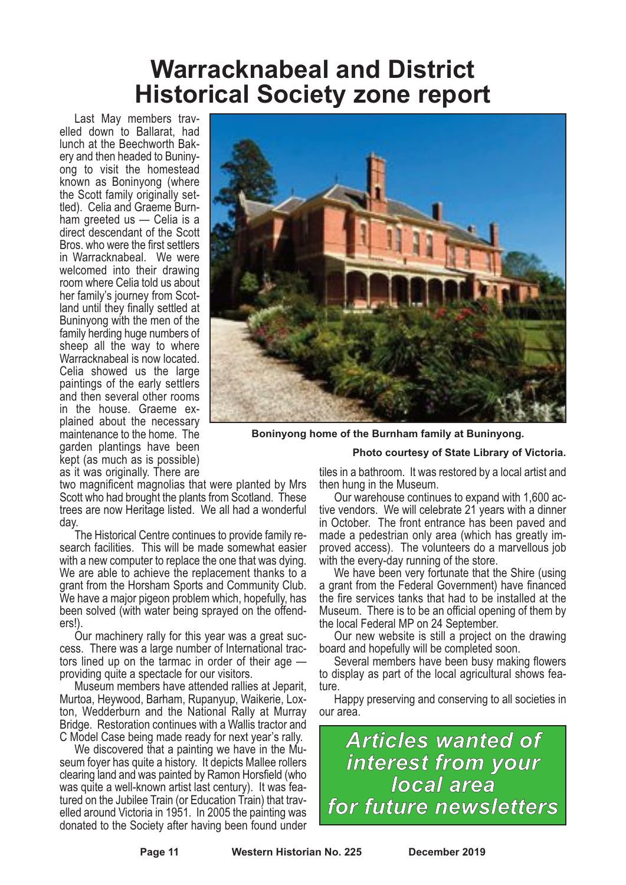# Warracknabeal and District Historical Society zone report

Last May members travelled down to Ballarat, had lunch at the Beechworth Bakery and then headed to Buninyong to visit the homestead known as Boninyong (where the Scott family originally settled). Celia and Graeme Burnham greeted us — Celia is a direct descendant of the Scott Bros. who were the first settlers in Warracknabeal. We were welcomed into their drawing room where Celia told us about her family's journey from Scotland until they finally settled at Buninyong with the men of the family herding huge numbers of sheep all the way to where Warracknabeal is now located. Celia showed us the large paintings of the early settlers and then several other rooms in the house. Graeme explained about the necessary maintenance to the home. The garden plantings have been kept (as much as is possible) as it was originally. There are two magnificent magnolias that were planted by Mrs Scott who had brought the plants from Scotland. These trees are now Heritage listed. We all had a wonderful day.

**Boninyong home of the Burnham family at Buninyong.**

**Photo courtesy of State Library of Victoria.**

The Historical Centre continues to provide family research facilities. This will be made somewhat easier with a new computer to replace the one that was dying. We are able to achieve the replacement thanks to a grant from the Horsham Sports and Community Club. We have a major pigeon problem which, hopefully, has been solved (with water being sprayed on the offenders!).

Our machinery rally for this year was a great success. There was a large number of International tractors lined up on the tarmac in order of their age — providing quite a spectacle for our visitors.

Museum members have attended rallies at Jeparit, Murtoa, Heywood, Barham, Rupanyup, Waikerie, Loxton, Wedderburn and the National Rally at Murray Bridge. Restoration continues with a Wallis tractor and C Model Case being made ready for next year's rally.

We discovered that a painting we have in the Museum foyer has quite a history. It depicts Mallee rollers clearing land and was painted by Ramon Horsfield (who was quite a well-known artist last century). It was featured on the Jubilee Train (or Education Train) that travelled around Victoria in 1951. In 2005 the painting was donated to the Society after having been found under tiles in a bathroom. It was restored by a local artist and then hung in the Museum.

Our warehouse continues to expand with 1,600 active vendors. We will celebrate 21 years with a dinner in October. The front entrance has been paved and made a pedestrian only area (which has greatly improved access). The volunteers do a marvellous job with the every-day running of the store.

We have been very fortunate that the Shire (using a grant from the Federal Government) have financed the fire services tanks that had to be installed at the Museum. There is to be an official opening of them by the local Federal MP on 24 September.

Our new website is still a project on the drawing board and hopefully will be completed soon.

Several members have been busy making flowers to display as part of the local agricultural shows feature.

Happy preserving and conserving to all societies in our area.

***Articles wanted of interest from your local area for future newsletters***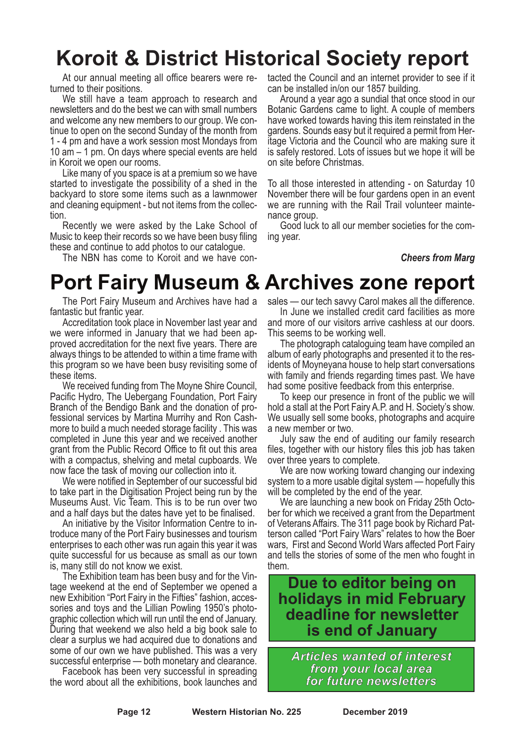# Koroit & District Historical Society report

At our annual meeting all office bearers were returned to their positions.

We still have a team approach to research and newsletters and do the best we can with small numbers and welcome any new members to our group. We continue to open on the second Sunday of the month from 1 - 4 pm and have a work session most Mondays from 10 am – 1 pm. On days where special events are held in Koroit we open our rooms.

Like many of you space is at a premium so we have started to investigate the possibility of a shed in the backyard to store some items such as a lawnmower and cleaning equipment - but not items from the collection.

Recently we were asked by the Lake School of Music to keep their records so we have been busy filing these and continue to add photos to our catalogue.

The NBN has come to Koroit and we have contacted the Council and an internet provider to see if it can be installed in/on our 1857 building.

Around a year ago a sundial that once stood in our Botanic Gardens came to light. A couple of members have worked towards having this item reinstated in the gardens. Sounds easy but it required a permit from Heritage Victoria and the Council who are making sure it is safely restored. Lots of issues but we hope it will be on site before Christmas.

To all those interested in attending - on Saturday 10 November there will be four gardens open in an event we are running with the Rail Trail volunteer maintenance group.

Good luck to all our member societies for the coming year.

***Cheers from Marg***

# Port Fairy Museum & Archives zone report

The Port Fairy Museum and Archives have had a fantastic but frantic year.

Accreditation took place in November last year and we were informed in January that we had been approved accreditation for the next five years. There are always things to be attended to within a time frame with this program so we have been busy revisiting some of these items.

We received funding from The Moyne Shire Council, Pacific Hydro, The Uebergang Foundation, Port Fairy Branch of the Bendigo Bank and the donation of professional services by Martina Murrihy and Ron Cashmore to build a much needed storage facility . This was completed in June this year and we received another grant from the Public Record Office to fit out this area with a compactus, shelving and metal cupboards. We now face the task of moving our collection into it.

We were notified in September of our successful bid to take part in the Digitisation Project being run by the Museums Aust. Vic Team. This is to be run over two and a half days but the dates have yet to be finalised.

An initiative by the Visitor Information Centre to introduce many of the Port Fairy businesses and tourism enterprises to each other was run again this year it was quite successful for us because as small as our town is, many still do not know we exist.

The Exhibition team has been busy and for the Vintage weekend at the end of September we opened a new Exhibition "Port Fairy in the Fifties" fashion, accessories and toys and the Lillian Powling 1950's photographic collection which will run until the end of January. During that weekend we also held a big book sale to clear a surplus we had acquired due to donations and some of our own we have published. This was a very successful enterprise — both monetary and clearance.

Facebook has been very successful in spreading the word about all the exhibitions, book launches and sales — our tech savvy Carol makes all the difference.

In June we installed credit card facilities as more and more of our visitors arrive cashless at our doors. This seems to be working well.

The photograph cataloguing team have compiled an album of early photographs and presented it to the residents of Moyneyana house to help start conversations with family and friends regarding times past. We have had some positive feedback from this enterprise.

To keep our presence in front of the public we will hold a stall at the Port Fairy A.P. and H. Society's show. We usually sell some books, photographs and acquire a new member or two.

July saw the end of auditing our family research files, together with our history files this job has taken over three years to complete.

We are now working toward changing our indexing system to a more usable digital system — hopefully this will be completed by the end of the year.

We are launching a new book on Friday 25th October for which we received a grant from the Department of Veterans Affairs. The 311 page book by Richard Patterson called "Port Fairy Wars" relates to how the Boer wars, First and Second World Wars affected Port Fairy and tells the stories of some of the men who fought in them.

**Due to editor being on holidays in mid February deadline for newsletter is end of January**

***Articles wanted of interest from your local area for future newsletters***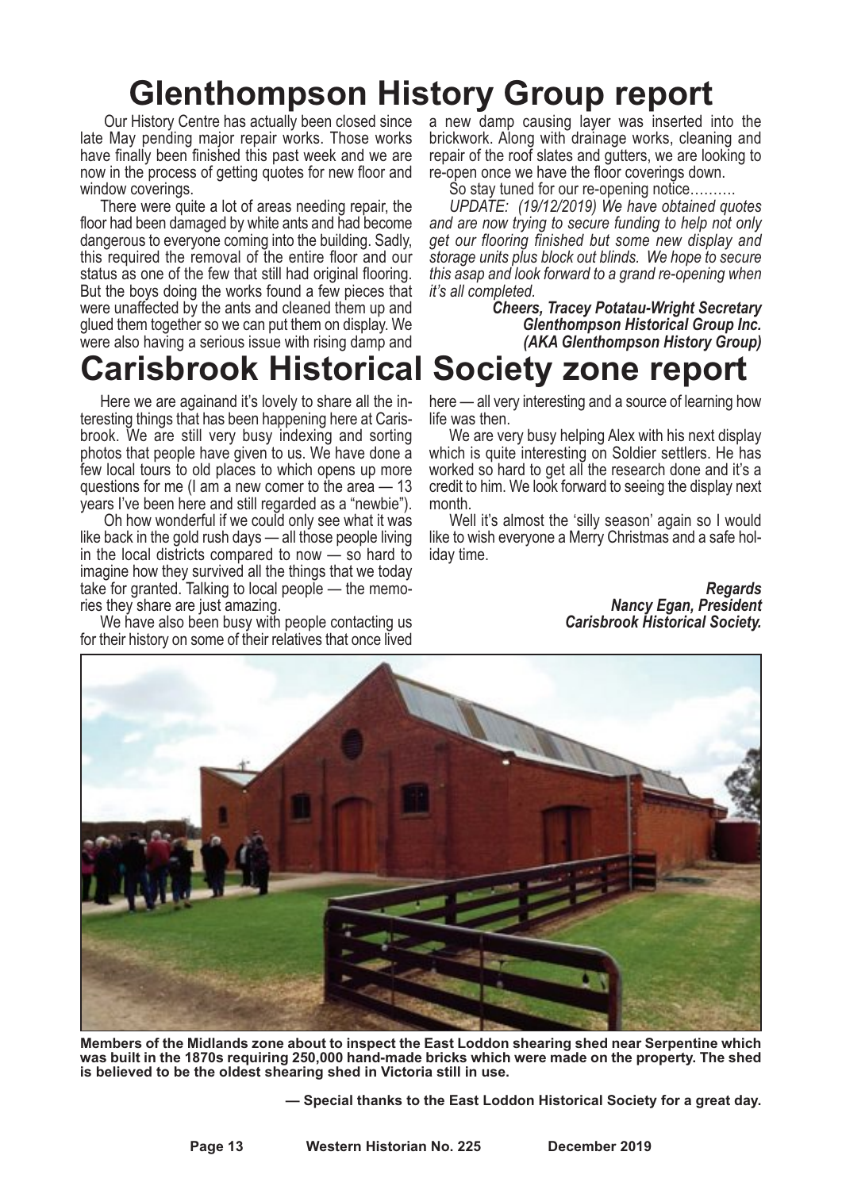# Glenthompson History Group report

Our History Centre has actually been closed since late May pending major repair works. Those works have finally been finished this past week and we are now in the process of getting quotes for new floor and window coverings.

There were quite a lot of areas needing repair, the floor had been damaged by white ants and had become dangerous to everyone coming into the building. Sadly, this required the removal of the entire floor and our status as one of the few that still had original flooring. But the boys doing the works found a few pieces that were unaffected by the ants and cleaned them up and glued them together so we can put them on display. We were also having a serious issue with rising damp and a new damp causing layer was inserted into the brickwork. Along with drainage works, cleaning and repair of the roof slates and gutters, we are looking to re-open once we have the floor coverings down.

So stay tuned for our re-opening notice……….

*UPDATE: (19/12/2019) We have obtained quotes and are now trying to secure funding to help not only get our flooring finished but some new display and storage units plus block out blinds. We hope to secure this asap and look forward to a grand re-opening when it's all completed.*

***Cheers, Tracey Potatau-Wright Secretary***
***Glenthompson Historical Group Inc.***
***(AKA Glenthompson History Group)***

# Carisbrook Historical Society zone report

Here we are againand it's lovely to share all the interesting things that has been happening here at Carisbrook. We are still very busy indexing and sorting photos that people have given to us. We have done a few local tours to old places to which opens up more questions for me (I am a new comer to the area — 13 years I've been here and still regarded as a "newbie").

Oh how wonderful if we could only see what it was like back in the gold rush days — all those people living in the local districts compared to now — so hard to imagine how they survived all the things that we today take for granted. Talking to local people — the memories they share are just amazing.

We have also been busy with people contacting us for their history on some of their relatives that once lived here — all very interesting and a source of learning how life was then.

We are very busy helping Alex with his next display which is quite interesting on Soldier settlers. He has worked so hard to get all the research done and it's a credit to him. We look forward to seeing the display next month.

Well it's almost the 'silly season' again so I would like to wish everyone a Merry Christmas and a safe holiday time.

***Regards***
***Nancy Egan, President***
***Carisbrook Historical Society.***

**Members of the Midlands zone about to inspect the East Loddon shearing shed near Serpentine which was built in the 1870s requiring 250,000 hand-made bricks which were made on the property. The shed is believed to be the oldest shearing shed in Victoria still in use.**

**— Special thanks to the East Loddon Historical Society for a great day.**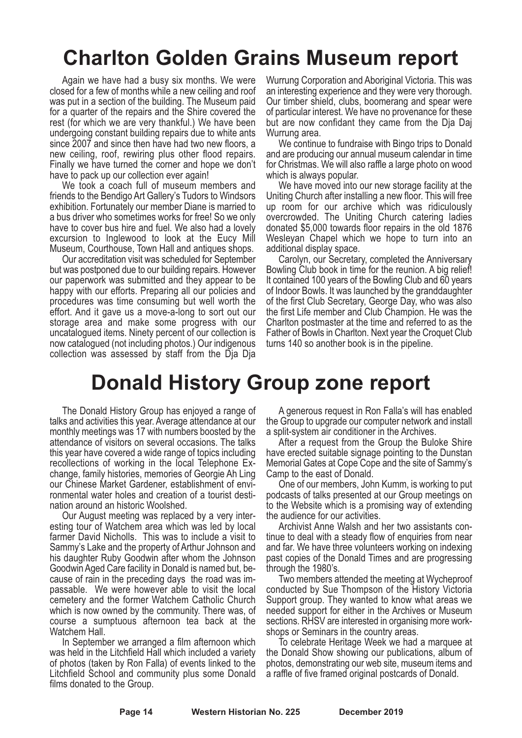# Charlton Golden Grains Museum report

Again we have had a busy six months. We were closed for a few of months while a new ceiling and roof was put in a section of the building. The Museum paid for a quarter of the repairs and the Shire covered the rest (for which we are very thankful.) We have been undergoing constant building repairs due to white ants since 2007 and since then have had two new floors, a new ceiling, roof, rewiring plus other flood repairs. Finally we have turned the corner and hope we don't have to pack up our collection ever again!

We took a coach full of museum members and friends to the Bendigo Art Gallery's Tudors to Windsors exhibition. Fortunately our member Diane is married to a bus driver who sometimes works for free! So we only have to cover bus hire and fuel. We also had a lovely excursion to Inglewood to look at the Eucy Mill Museum, Courthouse, Town Hall and antiques shops.

Our accreditation visit was scheduled for September but was postponed due to our building repairs. However our paperwork was submitted and they appear to be happy with our efforts. Preparing all our policies and procedures was time consuming but well worth the effort. And it gave us a move-a-long to sort out our storage area and make some progress with our uncatalogued items. Ninety percent of our collection is now catalogued (not including photos.) Our indigenous collection was assessed by staff from the Dja Dja Wurrung Corporation and Aboriginal Victoria. This was an interesting experience and they were very thorough. Our timber shield, clubs, boomerang and spear were of particular interest. We have no provenance for these but are now confidant they came from the Dja Daj Wurrung area.

We continue to fundraise with Bingo trips to Donald and are producing our annual museum calendar in time for Christmas. We will also raffle a large photo on wood which is always popular.

We have moved into our new storage facility at the Uniting Church after installing a new floor. This will free up room for our archive which was ridiculously overcrowded. The Uniting Church catering ladies donated $5,000 towards floor repairs in the old 1876 Wesleyan Chapel which we hope to turn into an additional display space.

Carolyn, our Secretary, completed the Anniversary Bowling Club book in time for the reunion. A big relief! It contained 100 years of the Bowling Club and 60 years of Indoor Bowls. It was launched by the granddaughter of the first Club Secretary, George Day, who was also the first Life member and Club Champion. He was the Charlton postmaster at the time and referred to as the Father of Bowls in Charlton. Next year the Croquet Club turns 140 so another book is in the pipeline.

# Donald History Group zone report

The Donald History Group has enjoyed a range of talks and activities this year. Average attendance at our monthly meetings was 17 with numbers boosted by the attendance of visitors on several occasions. The talks this year have covered a wide range of topics including recollections of working in the local Telephone Exchange, family histories, memories of Georgie Ah Ling our Chinese Market Gardener, establishment of environmental water holes and creation of a tourist destination around an historic Woolshed.

Our August meeting was replaced by a very interesting tour of Watchem area which was led by local farmer David Nicholls. This was to include a visit to Sammy's Lake and the property of Arthur Johnson and his daughter Ruby Goodwin after whom the Johnson Goodwin Aged Care facility in Donald is named but, because of rain in the preceding days the road was impassable. We were however able to visit the local cemetery and the former Watchem Catholic Church which is now owned by the community. There was, of course a sumptuous afternoon tea back at the Watchem Hall.

In September we arranged a film afternoon which was held in the Litchfield Hall which included a variety of photos (taken by Ron Falla) of events linked to the Litchfield School and community plus some Donald films donated to the Group.

A generous request in Ron Falla's will has enabled the Group to upgrade our computer network and install a split-system air conditioner in the Archives.

After a request from the Group the Buloke Shire have erected suitable signage pointing to the Dunstan Memorial Gates at Cope Cope and the site of Sammy's Camp to the east of Donald.

One of our members, John Kumm, is working to put podcasts of talks presented at our Group meetings on to the Website which is a promising way of extending the audience for our activities.

Archivist Anne Walsh and her two assistants continue to deal with a steady flow of enquiries from near and far. We have three volunteers working on indexing past copies of the Donald Times and are progressing through the 1980's.

Two members attended the meeting at Wycheproof conducted by Sue Thompson of the History Victoria Support group. They wanted to know what areas we needed support for either in the Archives or Museum sections. RHSV are interested in organising more workshops or Seminars in the country areas.

To celebrate Heritage Week we had a marquee at the Donald Show showing our publications, album of photos, demonstrating our web site, museum items and a raffle of five framed original postcards of Donald.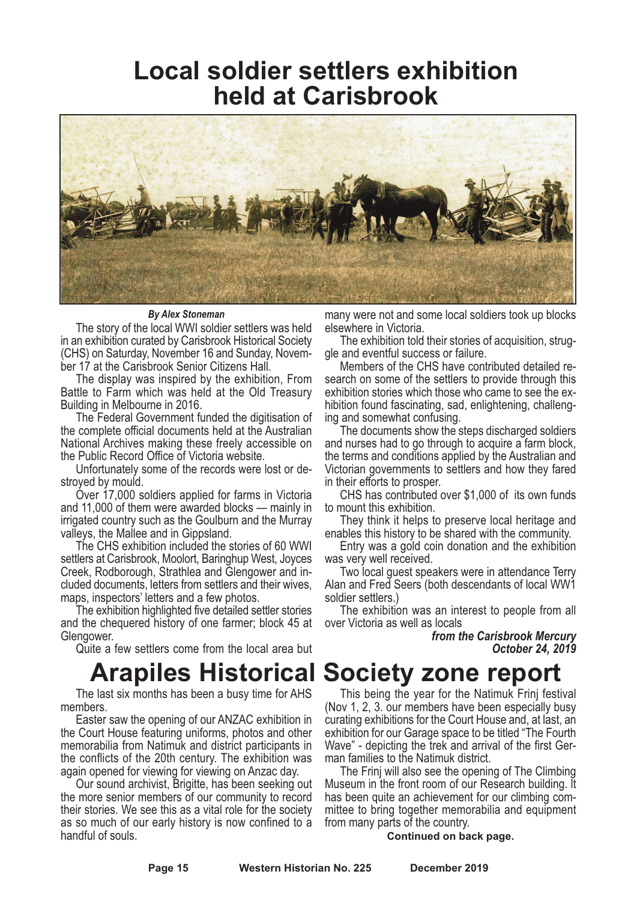# Local soldier settlers exhibition held at Carisbrook

***By Alex Stoneman***

The story of the local WWI soldier settlers was held in an exhibition curated by Carisbrook Historical Society (CHS) on Saturday, November 16 and Sunday, November 17 at the Carisbrook Senior Citizens Hall.

The display was inspired by the exhibition, From Battle to Farm which was held at the Old Treasury Building in Melbourne in 2016.

The Federal Government funded the digitisation of the complete official documents held at the Australian National Archives making these freely accessible on the Public Record Office of Victoria website.

Unfortunately some of the records were lost or destroyed by mould.

Over 17,000 soldiers applied for farms in Victoria and 11,000 of them were awarded blocks — mainly in irrigated country such as the Goulburn and the Murray valleys, the Mallee and in Gippsland.

The CHS exhibition included the stories of 60 WWI settlers at Carisbrook, Moolort, Baringhup West, Joyces Creek, Rodborough, Strathlea and Glengower and included documents, letters from settlers and their wives, maps, inspectors' letters and a few photos.

The exhibition highlighted five detailed settler stories and the chequered history of one farmer; block 45 at Glengower.

Quite a few settlers come from the local area but many were not and some local soldiers took up blocks elsewhere in Victoria.

The exhibition told their stories of acquisition, struggle and eventful success or failure.

Members of the CHS have contributed detailed research on some of the settlers to provide through this exhibition stories which those who came to see the exhibition found fascinating, sad, enlightening, challenging and somewhat confusing.

The documents show the steps discharged soldiers and nurses had to go through to acquire a farm block, the terms and conditions applied by the Australian and Victorian governments to settlers and how they fared in their efforts to prosper.

CHS has contributed over $1,000 of its own funds to mount this exhibition.

They think it helps to preserve local heritage and enables this history to be shared with the community.

Entry was a gold coin donation and the exhibition was very well received.

Two local guest speakers were in attendance Terry Alan and Fred Seers (both descendants of local WW1 soldier settlers.)

The exhibition was an interest to people from all over Victoria as well as locals

***from the Carisbrook Mercury October 24, 2019***

# Arapiles Historical Society zone report

The last six months has been a busy time for AHS members.

Easter saw the opening of our ANZAC exhibition in the Court House featuring uniforms, photos and other memorabilia from Natimuk and district participants in the conflicts of the 20th century. The exhibition was again opened for viewing for viewing on Anzac day.

Our sound archivist, Brigitte, has been seeking out the more senior members of our community to record their stories. We see this as a vital role for the society as so much of our early history is now confined to a handful of souls.

This being the year for the Natimuk Frinj festival (Nov 1, 2, 3. our members have been especially busy curating exhibitions for the Court House and, at last, an exhibition for our Garage space to be titled "The Fourth Wave" - depicting the trek and arrival of the first German families to the Natimuk district.

The Frinj will also see the opening of The Climbing Museum in the front room of our Research building. It has been quite an achievement for our climbing committee to bring together memorabilia and equipment from many parts of the country.

**Continued on back page.**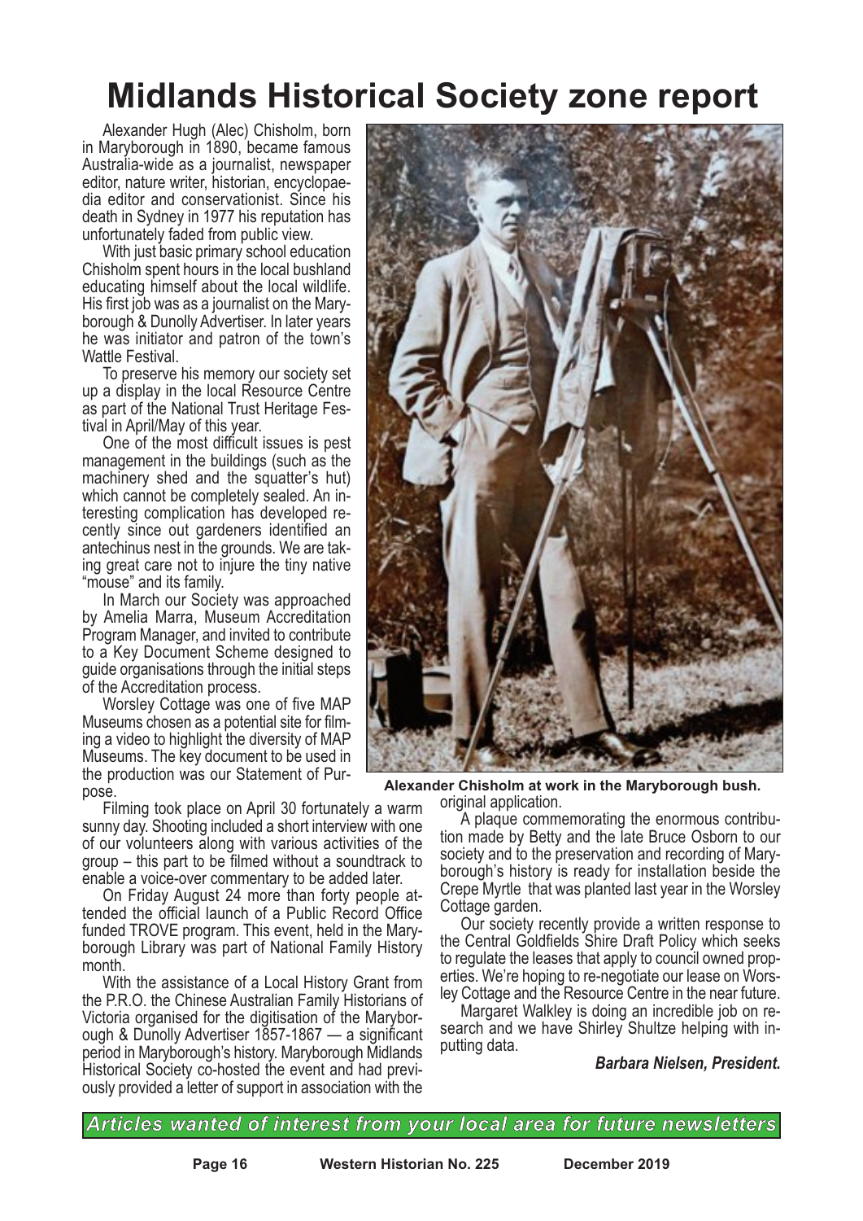# Midlands Historical Society zone report

Alexander Hugh (Alec) Chisholm, born in Maryborough in 1890, became famous Australia-wide as a journalist, newspaper editor, nature writer, historian, encyclopaedia editor and conservationist. Since his death in Sydney in 1977 his reputation has unfortunately faded from public view.

With just basic primary school education Chisholm spent hours in the local bushland educating himself about the local wildlife. His first job was as a journalist on the Maryborough & Dunolly Advertiser. In later years he was initiator and patron of the town's Wattle Festival.

To preserve his memory our society set up a display in the local Resource Centre as part of the National Trust Heritage Festival in April/May of this year.

One of the most difficult issues is pest management in the buildings (such as the machinery shed and the squatter's hut) which cannot be completely sealed. An interesting complication has developed recently since out gardeners identified an antechinus nest in the grounds. We are taking great care not to injure the tiny native "mouse" and its family.

In March our Society was approached by Amelia Marra, Museum Accreditation Program Manager, and invited to contribute to a Key Document Scheme designed to guide organisations through the initial steps of the Accreditation process.

Worsley Cottage was one of five MAP Museums chosen as a potential site for filming a video to highlight the diversity of MAP Museums. The key document to be used in the production was our Statement of Purpose.

Filming took place on April 30 fortunately a warm sunny day. Shooting included a short interview with one of our volunteers along with various activities of the group – this part to be filmed without a soundtrack to enable a voice-over commentary to be added later.

On Friday August 24 more than forty people attended the official launch of a Public Record Office funded TROVE program. This event, held in the Maryborough Library was part of National Family History month.

With the assistance of a Local History Grant from the P.R.O. the Chinese Australian Family Historians of Victoria organised for the digitisation of the Maryborough & Dunolly Advertiser 1857-1867 — a significant period in Maryborough's history. Maryborough Midlands Historical Society co-hosted the event and had previously provided a letter of support in association with the original application.

**Alexander Chisholm at work in the Maryborough bush.**

A plaque commemorating the enormous contribution made by Betty and the late Bruce Osborn to our society and to the preservation and recording of Maryborough's history is ready for installation beside the Crepe Myrtle that was planted last year in the Worsley Cottage garden.

Our society recently provide a written response to the Central Goldfields Shire Draft Policy which seeks to regulate the leases that apply to council owned properties. We're hoping to re-negotiate our lease on Worsley Cottage and the Resource Centre in the near future.

Margaret Walkley is doing an incredible job on research and we have Shirley Shultze helping with inputting data.

***Barbara Nielsen, President.***

*Articles wanted of interest from your local area for future newsletters*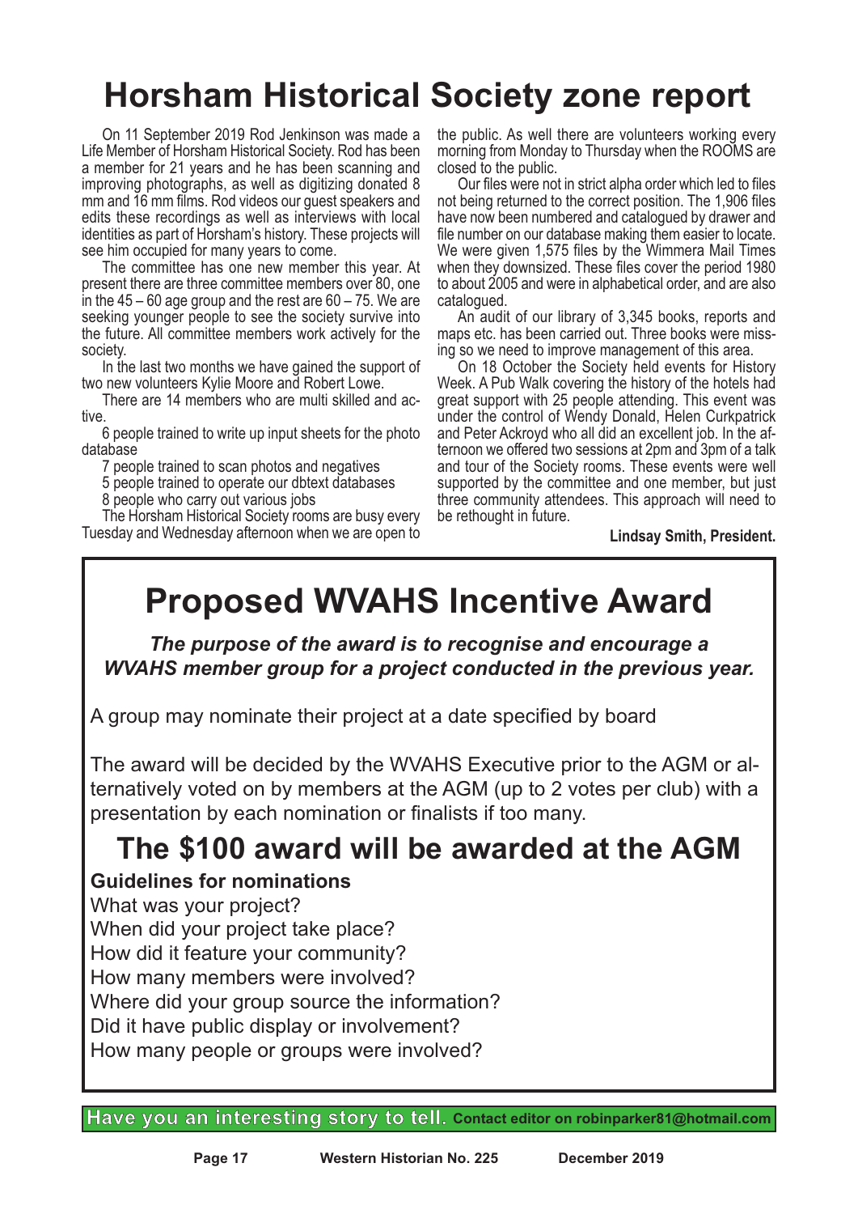# Horsham Historical Society zone report

On 11 September 2019 Rod Jenkinson was made a Life Member of Horsham Historical Society. Rod has been a member for 21 years and he has been scanning and improving photographs, as well as digitizing donated 8 mm and 16 mm films. Rod videos our guest speakers and edits these recordings as well as interviews with local identities as part of Horsham's history. These projects will see him occupied for many years to come.

The committee has one new member this year. At present there are three committee members over 80, one in the 45 – 60 age group and the rest are 60 – 75. We are seeking younger people to see the society survive into the future. All committee members work actively for the society.

In the last two months we have gained the support of two new volunteers Kylie Moore and Robert Lowe.

There are 14 members who are multi skilled and active.

6 people trained to write up input sheets for the photo database

7 people trained to scan photos and negatives

5 people trained to operate our dbtext databases

8 people who carry out various jobs

The Horsham Historical Society rooms are busy every Tuesday and Wednesday afternoon when we are open to the public. As well there are volunteers working every morning from Monday to Thursday when the ROOMS are closed to the public.

Our files were not in strict alpha order which led to files not being returned to the correct position. The 1,906 files have now been numbered and catalogued by drawer and file number on our database making them easier to locate. We were given 1,575 files by the Wimmera Mail Times when they downsized. These files cover the period 1980 to about 2005 and were in alphabetical order, and are also catalogued.

An audit of our library of 3,345 books, reports and maps etc. has been carried out. Three books were missing so we need to improve management of this area.

On 18 October the Society held events for History Week. A Pub Walk covering the history of the hotels had great support with 25 people attending. This event was under the control of Wendy Donald, Helen Curkpatrick and Peter Ackroyd who all did an excellent job. In the afternoon we offered two sessions at 2pm and 3pm of a talk and tour of the Society rooms. These events were well supported by the committee and one member, but just three community attendees. This approach will need to be rethought in future.

**Lindsay Smith, President.**

# Proposed WVAHS Incentive Award

***The purpose of the award is to recognise and encourage a WVAHS member group for a project conducted in the previous year.***

A group may nominate their project at a date specified by board

The award will be decided by the WVAHS Executive prior to the AGM or alternatively voted on by members at the AGM (up to 2 votes per club) with a presentation by each nomination or finalists if too many.

## The $100 award will be awarded at the AGM

**Guidelines for nominations**

What was your project?
When did your project take place?
How did it feature your community?
How many members were involved?
Where did your group source the information?
Did it have public display or involvement?
How many people or groups were involved?

**Have you an interesting story to tell. Contact editor on robinparker81@hotmail.com**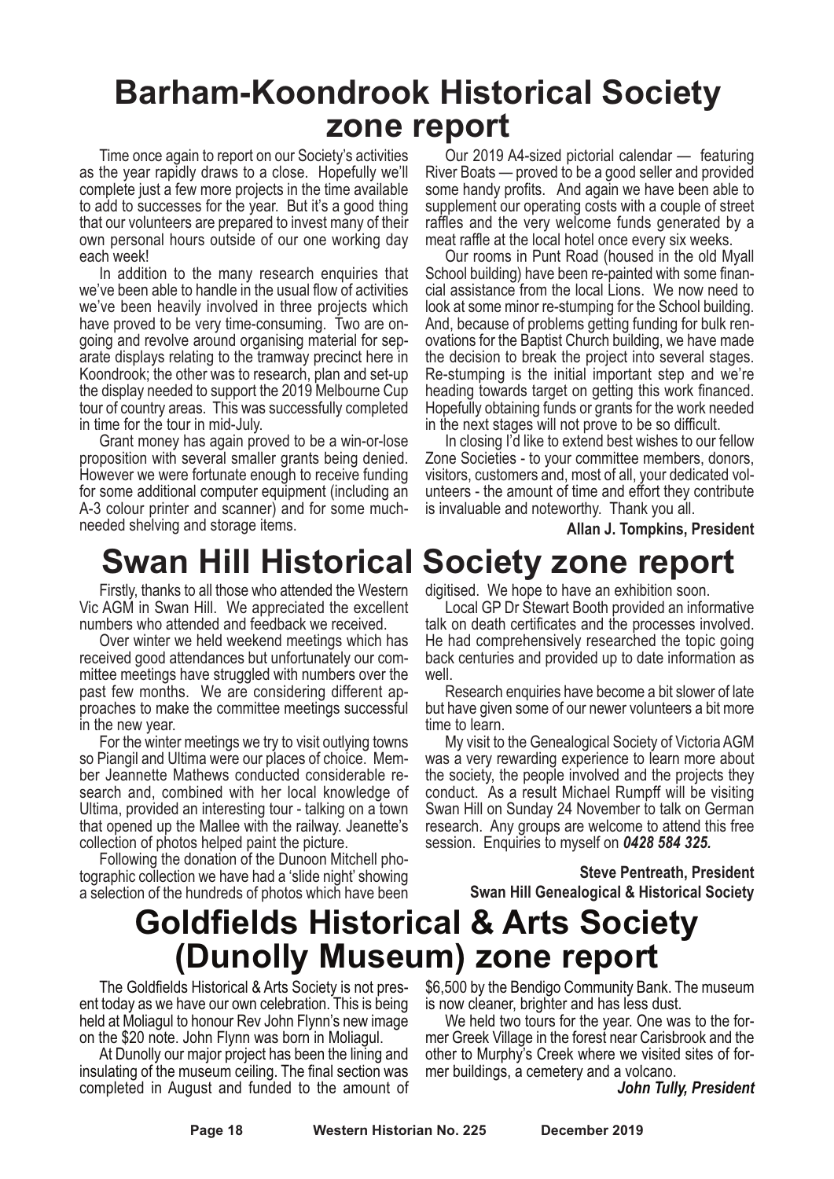# Barham-Koondrook Historical Society zone report

Time once again to report on our Society's activities as the year rapidly draws to a close. Hopefully we'll complete just a few more projects in the time available to add to successes for the year. But it's a good thing that our volunteers are prepared to invest many of their own personal hours outside of our one working day each week!

In addition to the many research enquiries that we've been able to handle in the usual flow of activities we've been heavily involved in three projects which have proved to be very time-consuming. Two are ongoing and revolve around organising material for separate displays relating to the tramway precinct here in Koondrook; the other was to research, plan and set-up the display needed to support the 2019 Melbourne Cup tour of country areas. This was successfully completed in time for the tour in mid-July.

Grant money has again proved to be a win-or-lose proposition with several smaller grants being denied. However we were fortunate enough to receive funding for some additional computer equipment (including an A-3 colour printer and scanner) and for some much-needed shelving and storage items.

Our 2019 A4-sized pictorial calendar — featuring River Boats — proved to be a good seller and provided some handy profits. And again we have been able to supplement our operating costs with a couple of street raffles and the very welcome funds generated by a meat raffle at the local hotel once every six weeks.

Our rooms in Punt Road (housed in the old Myall School building) have been re-painted with some financial assistance from the local Lions. We now need to look at some minor re-stumping for the School building. And, because of problems getting funding for bulk renovations for the Baptist Church building, we have made the decision to break the project into several stages. Re-stumping is the initial important step and we're heading towards target on getting this work financed. Hopefully obtaining funds or grants for the work needed in the next stages will not prove to be so difficult.

In closing I'd like to extend best wishes to our fellow Zone Societies - to your committee members, donors, visitors, customers and, most of all, your dedicated volunteers - the amount of time and effort they contribute is invaluable and noteworthy. Thank you all.

**Allan J. Tompkins, President**

# Swan Hill Historical Society zone report

Firstly, thanks to all those who attended the Western Vic AGM in Swan Hill. We appreciated the excellent numbers who attended and feedback we received.

Over winter we held weekend meetings which has received good attendances but unfortunately our committee meetings have struggled with numbers over the past few months. We are considering different approaches to make the committee meetings successful in the new year.

For the winter meetings we try to visit outlying towns so Piangil and Ultima were our places of choice. Member Jeannette Mathews conducted considerable research and, combined with her local knowledge of Ultima, provided an interesting tour - talking on a town that opened up the Mallee with the railway. Jeanette's collection of photos helped paint the picture.

Following the donation of the Dunoon Mitchell photographic collection we have had a 'slide night' showing a selection of the hundreds of photos which have been digitised. We hope to have an exhibition soon.

Local GP Dr Stewart Booth provided an informative talk on death certificates and the processes involved. He had comprehensively researched the topic going back centuries and provided up to date information as well.

Research enquiries have become a bit slower of late but have given some of our newer volunteers a bit more time to learn.

My visit to the Genealogical Society of Victoria AGM was a very rewarding experience to learn more about the society, the people involved and the projects they conduct. As a result Michael Rumpff will be visiting Swan Hill on Sunday 24 November to talk on German research. Any groups are welcome to attend this free session. Enquiries to myself on ***0428 584 325.***

**Steve Pentreath, President**
**Swan Hill Genealogical & Historical Society**

# Goldfields Historical & Arts Society (Dunolly Museum) zone report

The Goldfields Historical & Arts Society is not present today as we have our own celebration. This is being held at Moliagul to honour Rev John Flynn's new image on the $20 note. John Flynn was born in Moliagul.

At Dunolly our major project has been the lining and insulating of the museum ceiling. The final section was completed in August and funded to the amount of $6,500 by the Bendigo Community Bank. The museum is now cleaner, brighter and has less dust.

We held two tours for the year. One was to the former Greek Village in the forest near Carisbrook and the other to Murphy's Creek where we visited sites of former buildings, a cemetery and a volcano.

***John Tully, President***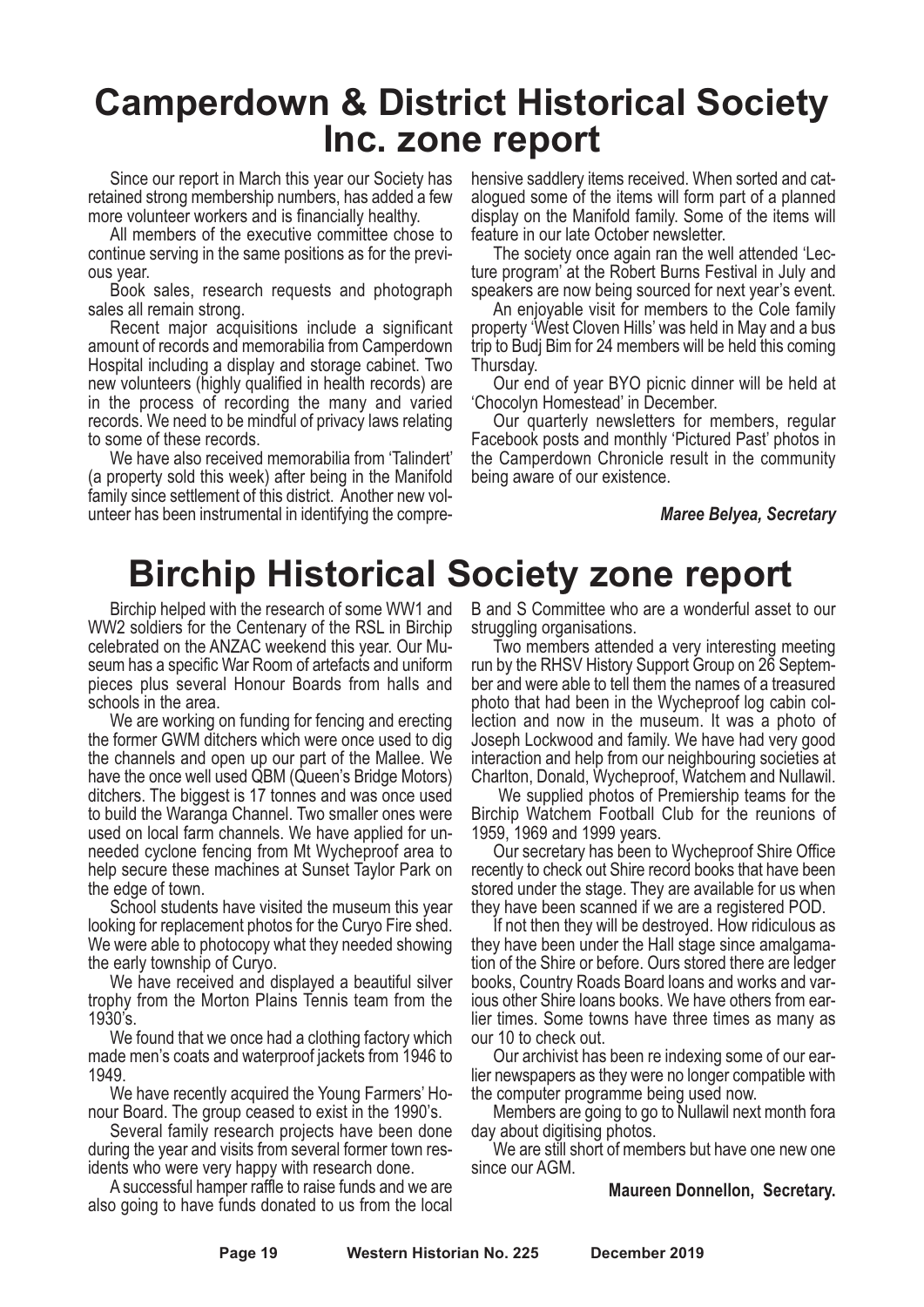# Camperdown & District Historical Society Inc. zone report

Since our report in March this year our Society has retained strong membership numbers, has added a few more volunteer workers and is financially healthy.

All members of the executive committee chose to continue serving in the same positions as for the previous year.

Book sales, research requests and photograph sales all remain strong.

Recent major acquisitions include a significant amount of records and memorabilia from Camperdown Hospital including a display and storage cabinet. Two new volunteers (highly qualified in health records) are in the process of recording the many and varied records. We need to be mindful of privacy laws relating to some of these records.

We have also received memorabilia from 'Talindert' (a property sold this week) after being in the Manifold family since settlement of this district. Another new volunteer has been instrumental in identifying the comprehensive saddlery items received. When sorted and catalogued some of the items will form part of a planned display on the Manifold family. Some of the items will feature in our late October newsletter.

The society once again ran the well attended 'Lecture program' at the Robert Burns Festival in July and speakers are now being sourced for next year's event.

An enjoyable visit for members to the Cole family property 'West Cloven Hills' was held in May and a bus trip to Budj Bim for 24 members will be held this coming Thursday.

Our end of year BYO picnic dinner will be held at 'Chocolyn Homestead' in December.

Our quarterly newsletters for members, regular Facebook posts and monthly 'Pictured Past' photos in the Camperdown Chronicle result in the community being aware of our existence.

***Maree Belyea, Secretary***

# Birchip Historical Society zone report

Birchip helped with the research of some WW1 and WW2 soldiers for the Centenary of the RSL in Birchip celebrated on the ANZAC weekend this year. Our Museum has a specific War Room of artefacts and uniform pieces plus several Honour Boards from halls and schools in the area.

We are working on funding for fencing and erecting the former GWM ditchers which were once used to dig the channels and open up our part of the Mallee. We have the once well used QBM (Queen's Bridge Motors) ditchers. The biggest is 17 tonnes and was once used to build the Waranga Channel. Two smaller ones were used on local farm channels. We have applied for unneeded cyclone fencing from Mt Wycheproof area to help secure these machines at Sunset Taylor Park on the edge of town.

School students have visited the museum this year looking for replacement photos for the Curyo Fire shed. We were able to photocopy what they needed showing the early township of Curyo.

We have received and displayed a beautiful silver trophy from the Morton Plains Tennis team from the 1930's.

We found that we once had a clothing factory which made men's coats and waterproof jackets from 1946 to 1949.

We have recently acquired the Young Farmers' Honour Board. The group ceased to exist in the 1990's.

Several family research projects have been done during the year and visits from several former town residents who were very happy with research done.

A successful hamper raffle to raise funds and we are also going to have funds donated to us from the local B and S Committee who are a wonderful asset to our struggling organisations.

Two members attended a very interesting meeting run by the RHSV History Support Group on 26 September and were able to tell them the names of a treasured photo that had been in the Wycheproof log cabin collection and now in the museum. It was a photo of Joseph Lockwood and family. We have had very good interaction and help from our neighbouring societies at Charlton, Donald, Wycheproof, Watchem and Nullawil.

We supplied photos of Premiership teams for the Birchip Watchem Football Club for the reunions of 1959, 1969 and 1999 years.

Our secretary has been to Wycheproof Shire Office recently to check out Shire record books that have been stored under the stage. They are available for us when they have been scanned if we are a registered POD.

If not then they will be destroyed. How ridiculous as they have been under the Hall stage since amalgamation of the Shire or before. Ours stored there are ledger books, Country Roads Board loans and works and various other Shire loans books. We have others from earlier times. Some towns have three times as many as our 10 to check out.

Our archivist has been re indexing some of our earlier newspapers as they were no longer compatible with the computer programme being used now.

Members are going to go to Nullawil next month fora day about digitising photos.

We are still short of members but have one new one since our AGM.

**Maureen Donnellon, Secretary.**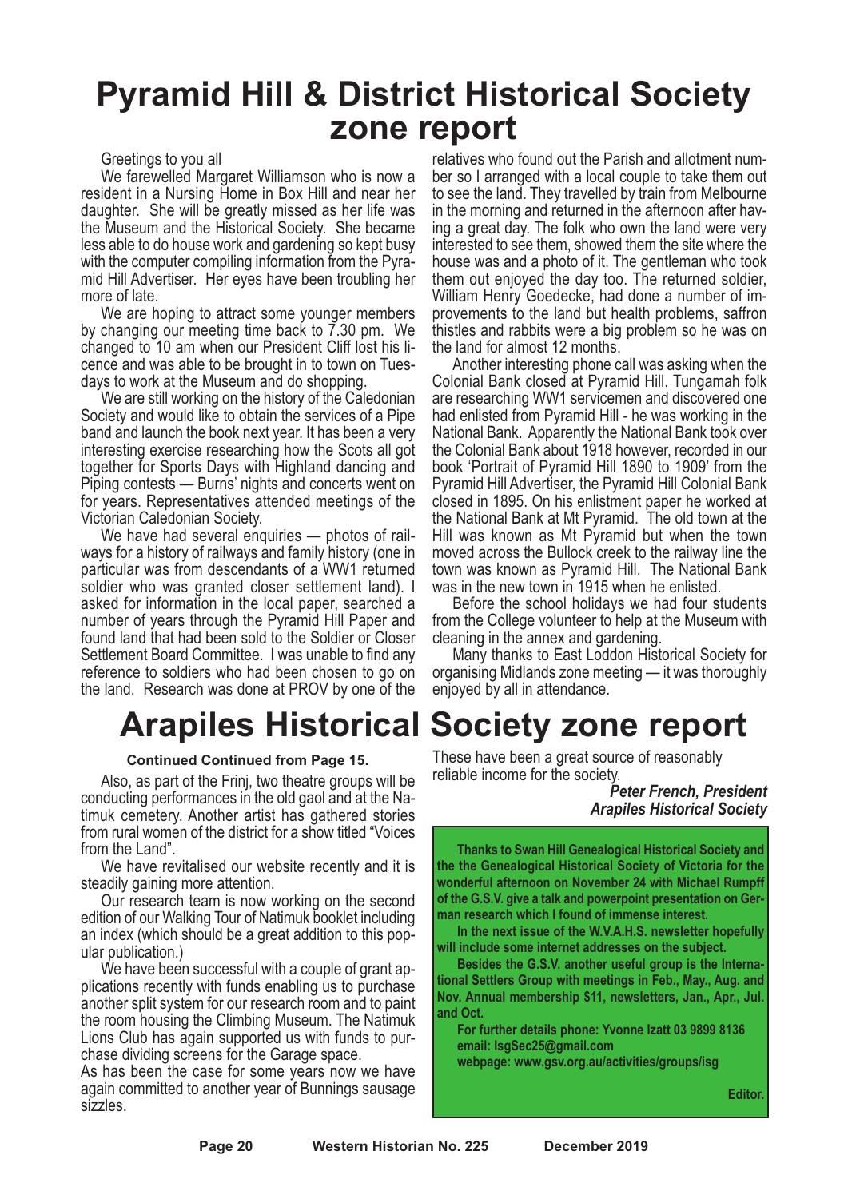# Pyramid Hill & District Historical Society zone report

Greetings to you all

We farewelled Margaret Williamson who is now a resident in a Nursing Home in Box Hill and near her daughter. She will be greatly missed as her life was the Museum and the Historical Society. She became less able to do house work and gardening so kept busy with the computer compiling information from the Pyramid Hill Advertiser. Her eyes have been troubling her more of late.

We are hoping to attract some younger members by changing our meeting time back to 7.30 pm. We changed to 10 am when our President Cliff lost his licence and was able to be brought in to town on Tuesdays to work at the Museum and do shopping.

We are still working on the history of the Caledonian Society and would like to obtain the services of a Pipe band and launch the book next year. It has been a very interesting exercise researching how the Scots all got together for Sports Days with Highland dancing and Piping contests — Burns' nights and concerts went on for years. Representatives attended meetings of the Victorian Caledonian Society.

We have had several enquiries — photos of railways for a history of railways and family history (one in particular was from descendants of a WW1 returned soldier who was granted closer settlement land). I asked for information in the local paper, searched a number of years through the Pyramid Hill Paper and found land that had been sold to the Soldier or Closer Settlement Board Committee. I was unable to find any reference to soldiers who had been chosen to go on the land. Research was done at PROV by one of the relatives who found out the Parish and allotment number so I arranged with a local couple to take them out to see the land. They travelled by train from Melbourne in the morning and returned in the afternoon after having a great day. The folk who own the land were very interested to see them, showed them the site where the house was and a photo of it. The gentleman who took them out enjoyed the day too. The returned soldier, William Henry Goedecke, had done a number of improvements to the land but health problems, saffron thistles and rabbits were a big problem so he was on the land for almost 12 months.

Another interesting phone call was asking when the Colonial Bank closed at Pyramid Hill. Tungamah folk are researching WW1 servicemen and discovered one had enlisted from Pyramid Hill - he was working in the National Bank. Apparently the National Bank took over the Colonial Bank about 1918 however, recorded in our book 'Portrait of Pyramid Hill 1890 to 1909' from the Pyramid Hill Advertiser, the Pyramid Hill Colonial Bank closed in 1895. On his enlistment paper he worked at the National Bank at Mt Pyramid. The old town at the Hill was known as Mt Pyramid but when the town moved across the Bullock creek to the railway line the town was known as Pyramid Hill. The National Bank was in the new town in 1915 when he enlisted.

Before the school holidays we had four students from the College volunteer to help at the Museum with cleaning in the annex and gardening.

Many thanks to East Loddon Historical Society for organising Midlands zone meeting — it was thoroughly enjoyed by all in attendance.

# Arapiles Historical Society zone report

**Continued Continued from Page 15.**

Also, as part of the Frinj, two theatre groups will be conducting performances in the old gaol and at the Natimuk cemetery. Another artist has gathered stories from rural women of the district for a show titled "Voices from the Land".

We have revitalised our website recently and it is steadily gaining more attention.

Our research team is now working on the second edition of our Walking Tour of Natimuk booklet including an index (which should be a great addition to this popular publication.)

We have been successful with a couple of grant applications recently with funds enabling us to purchase another split system for our research room and to paint the room housing the Climbing Museum. The Natimuk Lions Club has again supported us with funds to purchase dividing screens for the Garage space.

As has been the case for some years now we have again committed to another year of Bunnings sausage sizzles. These have been a great source of reasonably reliable income for the society.

*Peter French, President*
*Arapiles Historical Society*

**Thanks to Swan Hill Genealogical Historical Society and the the Genealogical Historical Society of Victoria for the wonderful afternoon on November 24 with Michael Rumpff of the G.S.V. give a talk and powerpoint presentation on German research which I found of immense interest.**

**In the next issue of the W.V.A.H.S. newsletter hopefully will include some internet addresses on the subject.**

**Besides the G.S.V. another useful group is the International Settlers Group with meetings in Feb., May., Aug. and Nov. Annual membership $11, newsletters, Jan., Apr., Jul. and Oct.**

**For further details phone: Yvonne Izatt 03 9899 8136**
**email: IsgSec25@gmail.com**
**webpage: www.gsv.org.au/activities/groups/isg**

**Editor.**